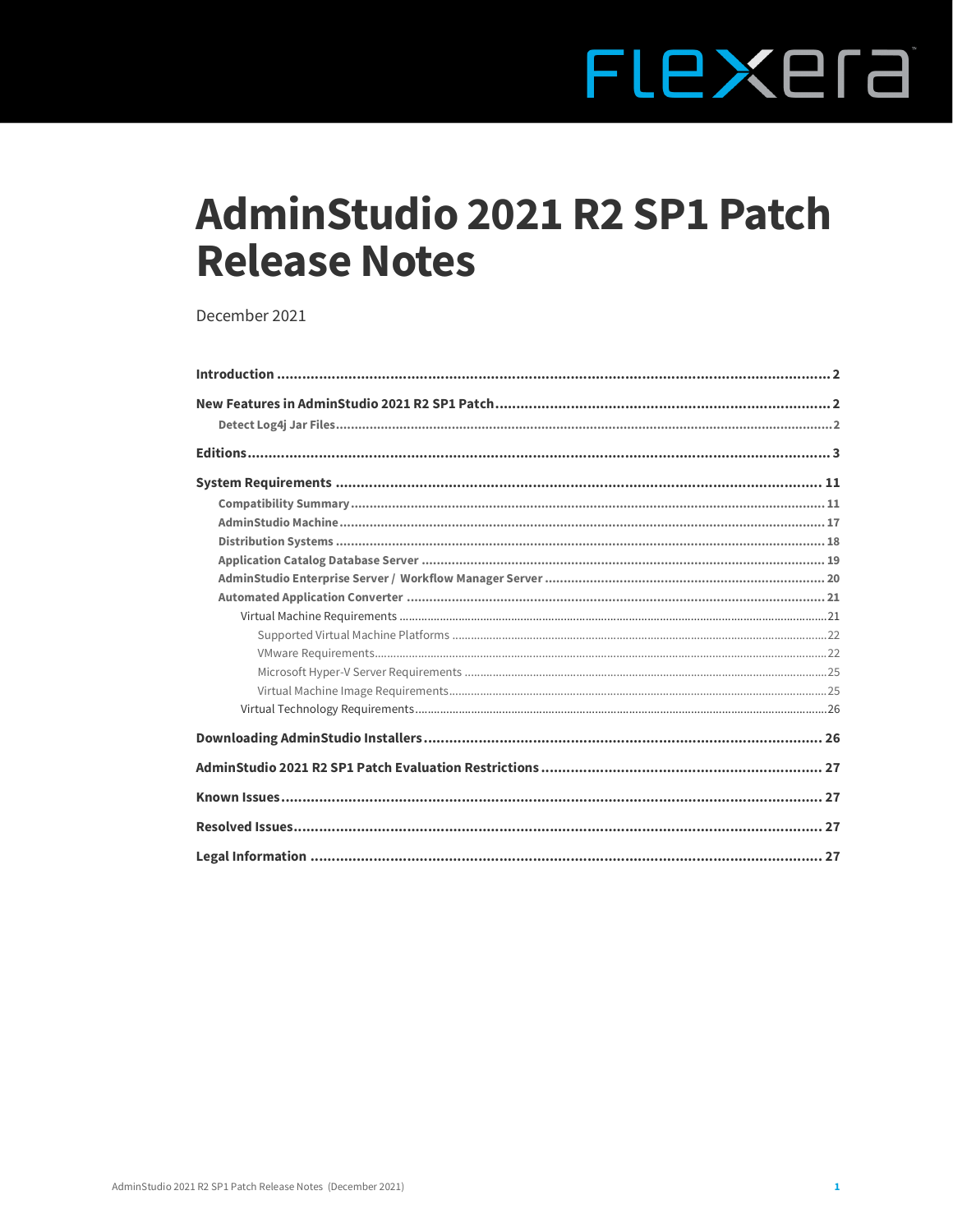# AdminStudio 2021 R2 SP1 Patch Release Notes

December 2021

- **Introduction** ..... 2
- **New Features in AdminStudio 2021 R2 SP1 Patch** ..... 2
  - **Detect Log4j Jar Files** ..... 2
- **Editions** ..... 3
- **System Requirements** ..... 11
  - **Compatibility Summary** ..... 11
  - **AdminStudio Machine** ..... 17
  - **Distribution Systems** ..... 18
  - **Application Catalog Database Server** ..... 19
  - **AdminStudio Enterprise Server / Workflow Manager Server** ..... 20
  - **Automated Application Converter** ..... 21
    - Virtual Machine Requirements ..... 21
      - Supported Virtual Machine Platforms ..... 22
      - VMware Requirements ..... 22
      - Microsoft Hyper-V Server Requirements ..... 25
      - Virtual Machine Image Requirements ..... 25
    - Virtual Technology Requirements ..... 26
- **Downloading AdminStudio Installers** ..... 26
- **AdminStudio 2021 R2 SP1 Patch Evaluation Restrictions** ..... 27
- **Known Issues** ..... 27
- **Resolved Issues** ..... 27
- **Legal Information** ..... 27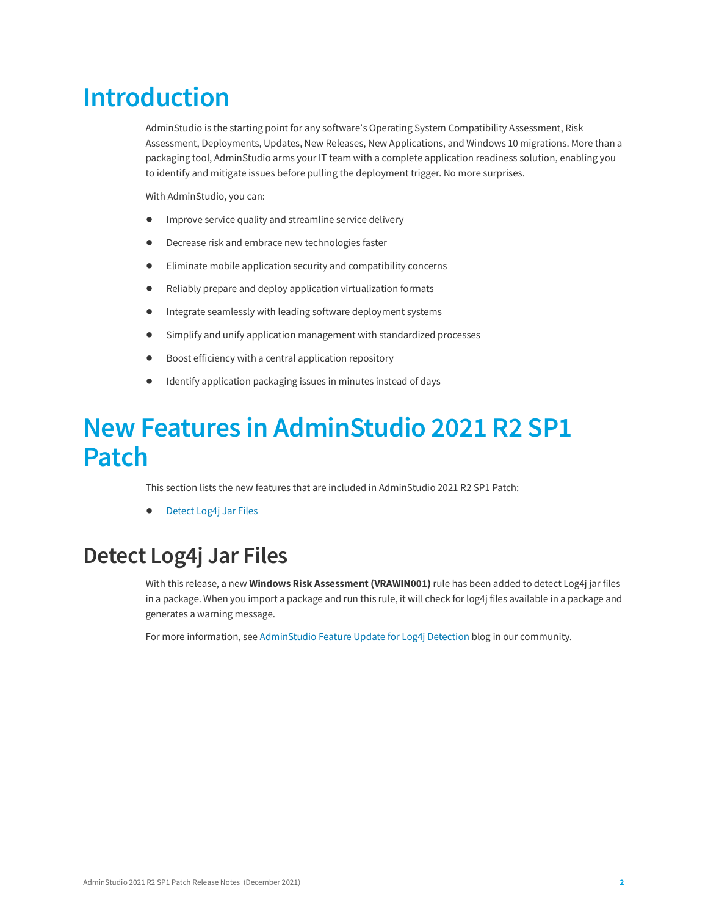# Introduction

AdminStudio is the starting point for any software's Operating System Compatibility Assessment, Risk Assessment, Deployments, Updates, New Releases, New Applications, and Windows 10 migrations. More than a packaging tool, AdminStudio arms your IT team with a complete application readiness solution, enabling you to identify and mitigate issues before pulling the deployment trigger. No more surprises.

With AdminStudio, you can:

- Improve service quality and streamline service delivery
- Decrease risk and embrace new technologies faster
- Eliminate mobile application security and compatibility concerns
- Reliably prepare and deploy application virtualization formats
- Integrate seamlessly with leading software deployment systems
- Simplify and unify application management with standardized processes
- Boost efficiency with a central application repository
- Identify application packaging issues in minutes instead of days

# New Features in AdminStudio 2021 R2 SP1 Patch

This section lists the new features that are included in AdminStudio 2021 R2 SP1 Patch:

- Detect Log4j Jar Files

## Detect Log4j Jar Files

With this release, a new **Windows Risk Assessment (VRAWIN001)** rule has been added to detect Log4j jar files in a package. When you import a package and run this rule, it will check for log4j files available in a package and generates a warning message.

For more information, see AdminStudio Feature Update for Log4j Detection blog in our community.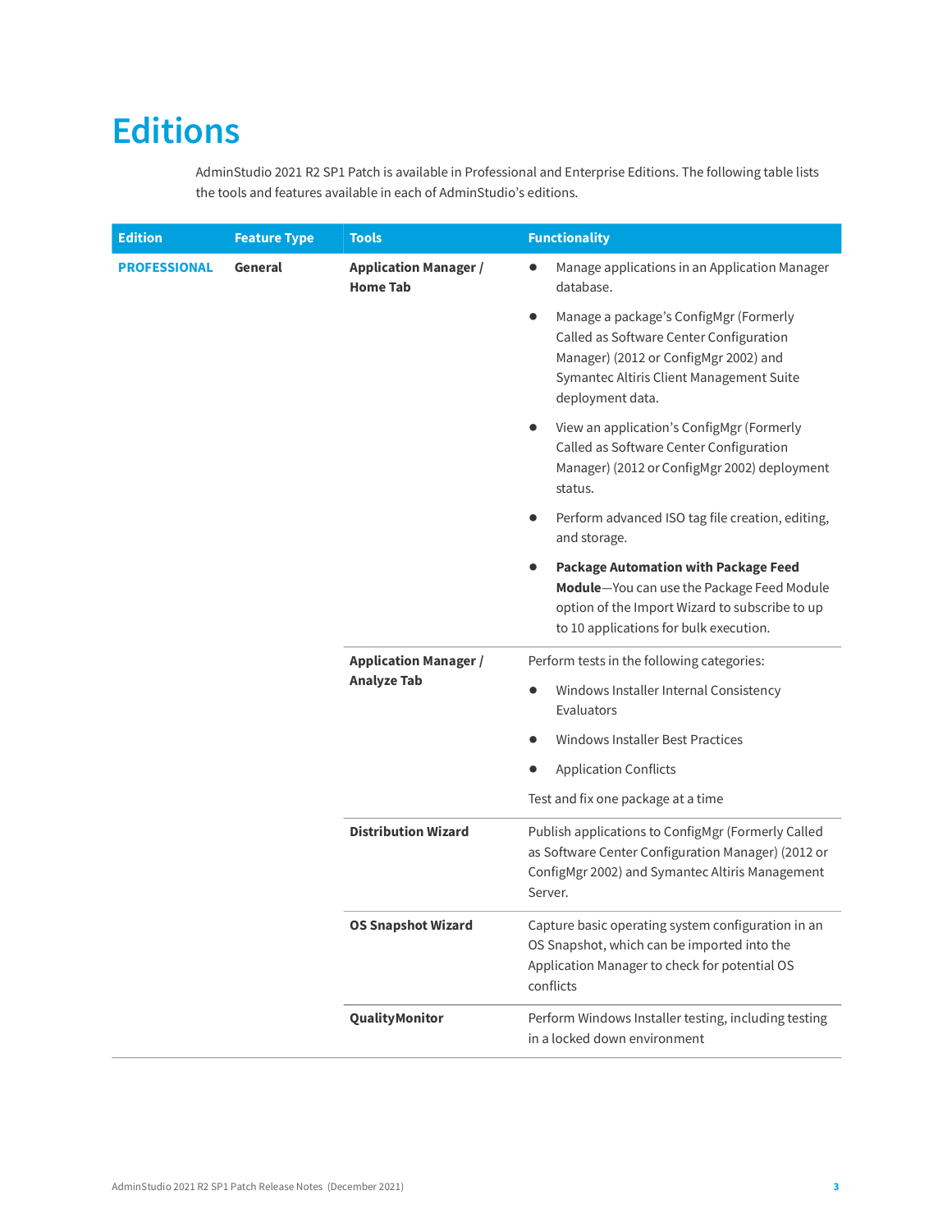# Editions

AdminStudio 2021 R2 SP1 Patch is available in Professional and Enterprise Editions. The following table lists the tools and features available in each of AdminStudio's editions.

| Edition | Feature Type | Tools | Functionality |
|---|---|---|---|
| **PROFESSIONAL** | **General** | **Application Manager / Home Tab** | • Manage applications in an Application Manager database.<br>• Manage a package's ConfigMgr (Formerly Called as Software Center Configuration Manager) (2012 or ConfigMgr 2002) and Symantec Altiris Client Management Suite deployment data.<br>• View an application's ConfigMgr (Formerly Called as Software Center Configuration Manager) (2012 or ConfigMgr 2002) deployment status.<br>• Perform advanced ISO tag file creation, editing, and storage.<br>• **Package Automation with Package Feed Module**—You can use the Package Feed Module option of the Import Wizard to subscribe to up to 10 applications for bulk execution. |
| | | **Application Manager / Analyze Tab** | Perform tests in the following categories:<br>• Windows Installer Internal Consistency Evaluators<br>• Windows Installer Best Practices<br>• Application Conflicts<br>Test and fix one package at a time |
| | | **Distribution Wizard** | Publish applications to ConfigMgr (Formerly Called as Software Center Configuration Manager) (2012 or ConfigMgr 2002) and Symantec Altiris Management Server. |
| | | **OS Snapshot Wizard** | Capture basic operating system configuration in an OS Snapshot, which can be imported into the Application Manager to check for potential OS conflicts |
| | | **QualityMonitor** | Perform Windows Installer testing, including testing in a locked down environment |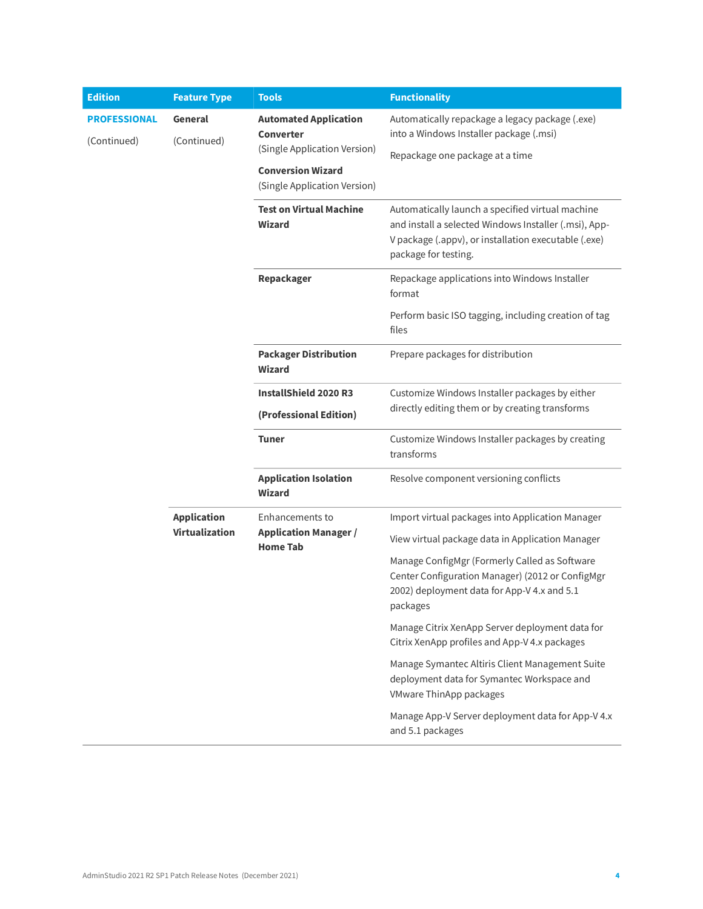| Edition | Feature Type | Tools | Functionality |
|---|---|---|---|
| **PROFESSIONAL** (Continued) | **General** (Continued) | **Automated Application Converter** (Single Application Version) **Conversion Wizard** (Single Application Version) | Automatically repackage a legacy package (.exe) into a Windows Installer package (.msi) Repackage one package at a time |
| | | **Test on Virtual Machine Wizard** | Automatically launch a specified virtual machine and install a selected Windows Installer (.msi), App-V package (.appv), or installation executable (.exe) package for testing. |
| | | **Repackager** | Repackage applications into Windows Installer format Perform basic ISO tagging, including creation of tag files |
| | | **Packager Distribution Wizard** | Prepare packages for distribution |
| | | **InstallShield 2020 R3 (Professional Edition)** | Customize Windows Installer packages by either directly editing them or by creating transforms |
| | | **Tuner** | Customize Windows Installer packages by creating transforms |
| | | **Application Isolation Wizard** | Resolve component versioning conflicts |
| | **Application Virtualization** | Enhancements to **Application Manager / Home Tab** | Import virtual packages into Application Manager View virtual package data in Application Manager Manage ConfigMgr (Formerly Called as Software Center Configuration Manager) (2012 or ConfigMgr 2002) deployment data for App-V 4.x and 5.1 packages Manage Citrix XenApp Server deployment data for Citrix XenApp profiles and App-V 4.x packages Manage Symantec Altiris Client Management Suite deployment data for Symantec Workspace and VMware ThinApp packages Manage App-V Server deployment data for App-V 4.x and 5.1 packages |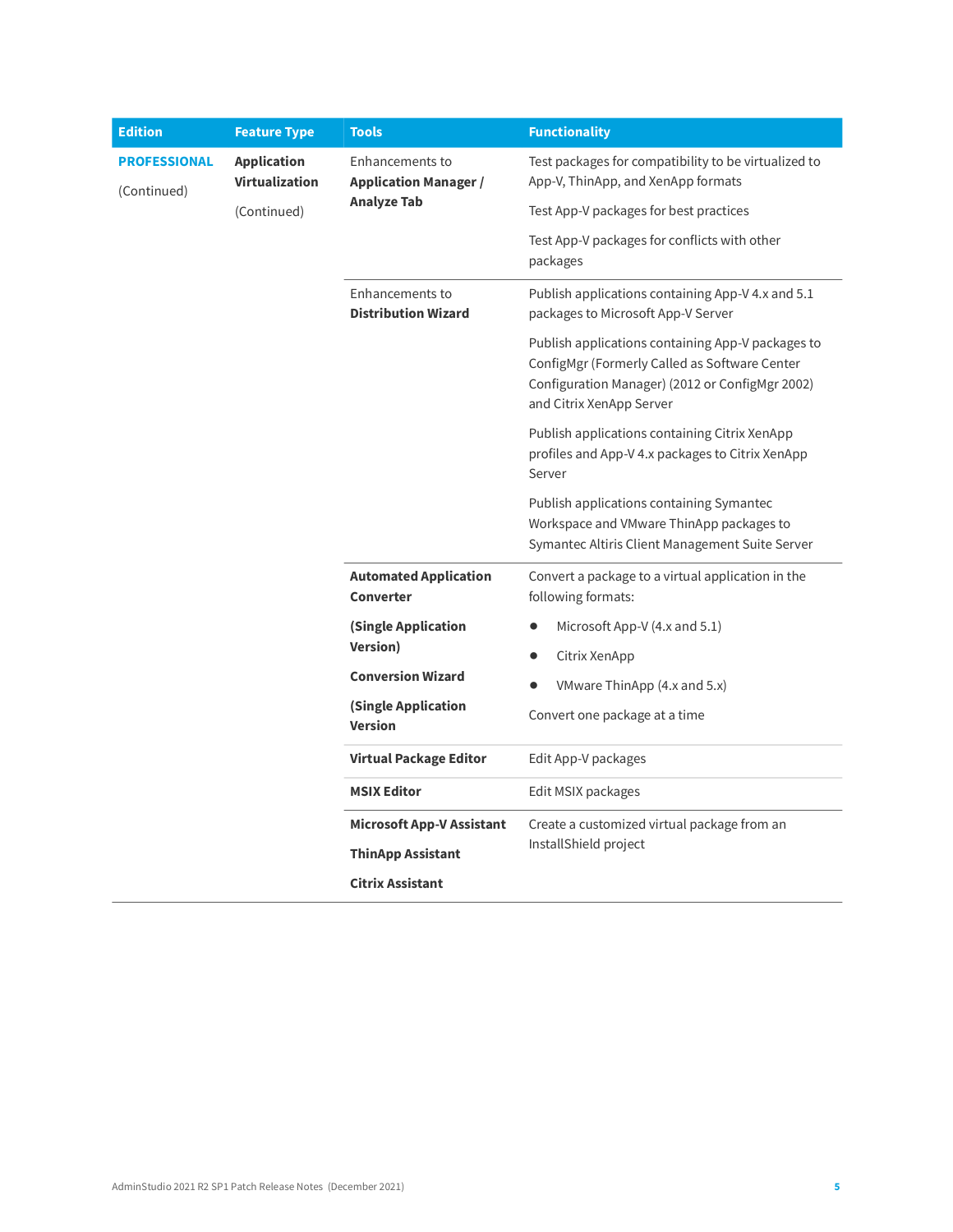| Edition | Feature Type | Tools | Functionality |
| --- | --- | --- | --- |
| **PROFESSIONAL** (Continued) | **Application Virtualization** (Continued) | Enhancements to **Application Manager / Analyze Tab** | Test packages for compatibility to be virtualized to App-V, ThinApp, and XenApp formats<br><br>Test App-V packages for best practices<br><br>Test App-V packages for conflicts with other packages |
| | | Enhancements to **Distribution Wizard** | Publish applications containing App-V 4.x and 5.1 packages to Microsoft App-V Server<br><br>Publish applications containing App-V packages to ConfigMgr (Formerly Called as Software Center Configuration Manager) (2012 or ConfigMgr 2002) and Citrix XenApp Server<br><br>Publish applications containing Citrix XenApp profiles and App-V 4.x packages to Citrix XenApp Server<br><br>Publish applications containing Symantec Workspace and VMware ThinApp packages to Symantec Altiris Client Management Suite Server |
| | | **Automated Application Converter**<br><br>**(Single Application Version)**<br><br>**Conversion Wizard**<br><br>**(Single Application Version** | Convert a package to a virtual application in the following formats:<br><br>• Microsoft App-V (4.x and 5.1)<br>• Citrix XenApp<br>• VMware ThinApp (4.x and 5.x)<br><br>Convert one package at a time |
| | | **Virtual Package Editor** | Edit App-V packages |
| | | **MSIX Editor** | Edit MSIX packages |
| | | **Microsoft App-V Assistant**<br><br>**ThinApp Assistant**<br><br>**Citrix Assistant** | Create a customized virtual package from an InstallShield project |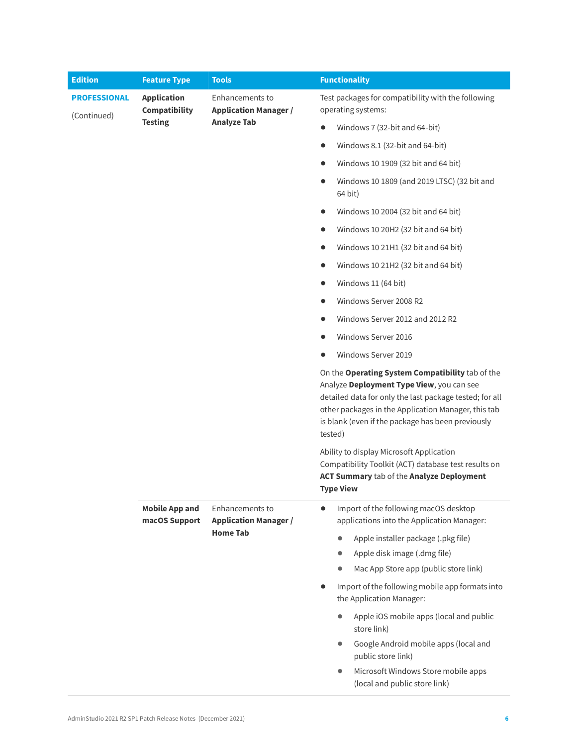| Edition | Feature Type | Tools | Functionality |
|---|---|---|---|
| **PROFESSIONAL** (Continued) | **Application Compatibility Testing** | Enhancements to **Application Manager / Analyze Tab** | Test packages for compatibility with the following operating systems:<br>• Windows 7 (32-bit and 64-bit)<br>• Windows 8.1 (32-bit and 64-bit)<br>• Windows 10 1909 (32 bit and 64 bit)<br>• Windows 10 1809 (and 2019 LTSC) (32 bit and 64 bit)<br>• Windows 10 2004 (32 bit and 64 bit)<br>• Windows 10 20H2 (32 bit and 64 bit)<br>• Windows 10 21H1 (32 bit and 64 bit)<br>• Windows 10 21H2 (32 bit and 64 bit)<br>• Windows 11 (64 bit)<br>• Windows Server 2008 R2<br>• Windows Server 2012 and 2012 R2<br>• Windows Server 2016<br>• Windows Server 2019<br><br>On the **Operating System Compatibility** tab of the Analyze **Deployment Type View**, you can see detailed data for only the last package tested; for all other packages in the Application Manager, this tab is blank (even if the package has been previously tested)<br><br>Ability to display Microsoft Application Compatibility Toolkit (ACT) database test results on **ACT Summary** tab of the **Analyze Deployment Type View** |
| | **Mobile App and macOS Support** | Enhancements to **Application Manager / Home Tab** | • Import of the following macOS desktop applications into the Application Manager:<br>&nbsp;&nbsp;&nbsp;&nbsp;• Apple installer package (.pkg file)<br>&nbsp;&nbsp;&nbsp;&nbsp;• Apple disk image (.dmg file)<br>&nbsp;&nbsp;&nbsp;&nbsp;• Mac App Store app (public store link)<br>• Import of the following mobile app formats into the Application Manager:<br>&nbsp;&nbsp;&nbsp;&nbsp;• Apple iOS mobile apps (local and public store link)<br>&nbsp;&nbsp;&nbsp;&nbsp;• Google Android mobile apps (local and public store link)<br>&nbsp;&nbsp;&nbsp;&nbsp;• Microsoft Windows Store mobile apps (local and public store link) |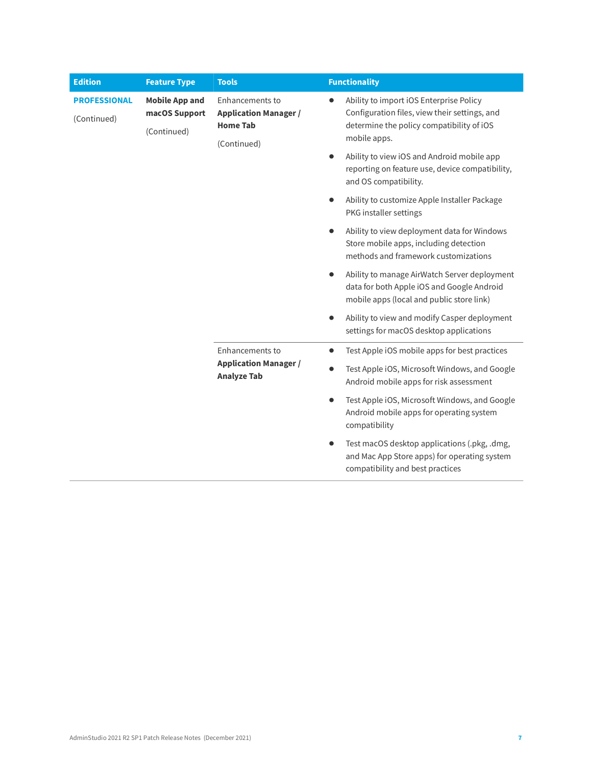| Edition | Feature Type | Tools | Functionality |
|---|---|---|---|
| **PROFESSIONAL** (Continued) | **Mobile App and macOS Support** (Continued) | Enhancements to **Application Manager / Home Tab** (Continued) | • Ability to import iOS Enterprise Policy Configuration files, view their settings, and determine the policy compatibility of iOS mobile apps. <br> • Ability to view iOS and Android mobile app reporting on feature use, device compatibility, and OS compatibility. <br> • Ability to customize Apple Installer Package PKG installer settings <br> • Ability to view deployment data for Windows Store mobile apps, including detection methods and framework customizations <br> • Ability to manage AirWatch Server deployment data for both Apple iOS and Google Android mobile apps (local and public store link) <br> • Ability to view and modify Casper deployment settings for macOS desktop applications |
| | | Enhancements to **Application Manager / Analyze Tab** | • Test Apple iOS mobile apps for best practices <br> • Test Apple iOS, Microsoft Windows, and Google Android mobile apps for risk assessment <br> • Test Apple iOS, Microsoft Windows, and Google Android mobile apps for operating system compatibility <br> • Test macOS desktop applications (.pkg, .dmg, and Mac App Store apps) for operating system compatibility and best practices |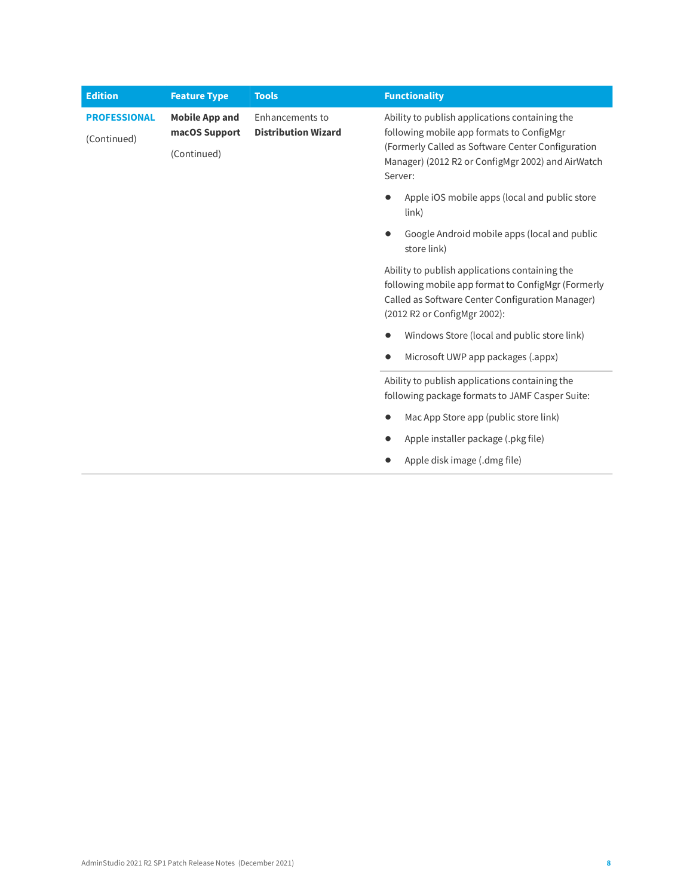| Edition | Feature Type | Tools | Functionality |
|---|---|---|---|
| **PROFESSIONAL**<br><br>(Continued) | **Mobile App and macOS Support**<br><br>(Continued) | Enhancements to **Distribution Wizard** | Ability to publish applications containing the following mobile app formats to ConfigMgr (Formerly Called as Software Center Configuration Manager) (2012 R2 or ConfigMgr 2002) and AirWatch Server:<br><br>● Apple iOS mobile apps (local and public store link)<br>● Google Android mobile apps (local and public store link)<br><br>Ability to publish applications containing the following mobile app format to ConfigMgr (Formerly Called as Software Center Configuration Manager) (2012 R2 or ConfigMgr 2002):<br><br>● Windows Store (local and public store link)<br>● Microsoft UWP app packages (.appx) |
| | | | Ability to publish applications containing the following package formats to JAMF Casper Suite:<br><br>● Mac App Store app (public store link)<br>● Apple installer package (.pkg file)<br>● Apple disk image (.dmg file) |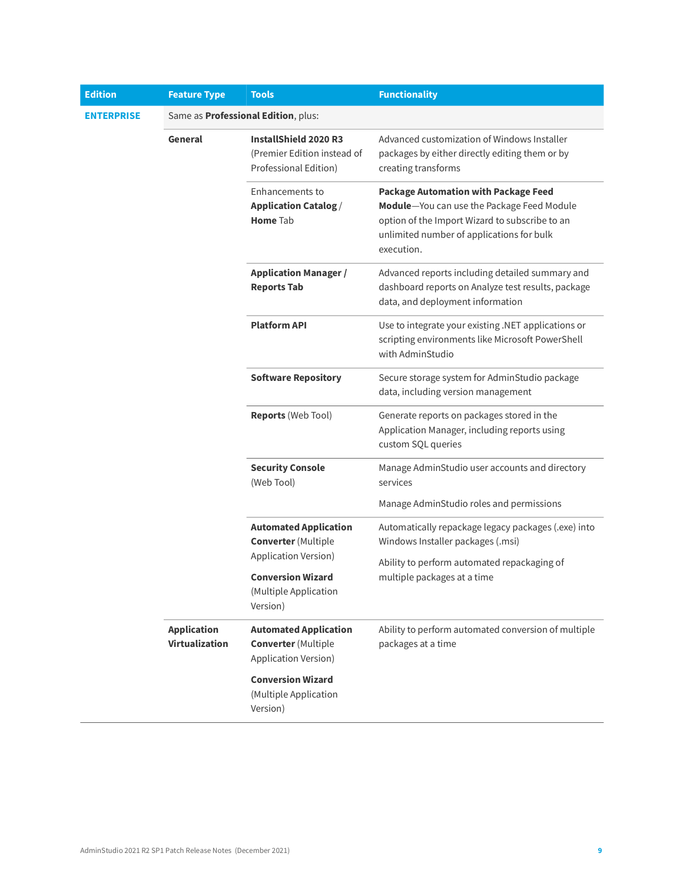| Edition | Feature Type | Tools | Functionality |
|---|---|---|---|
| **ENTERPRISE** | Same as **Professional Edition**, plus: | | |
| | **General** | **InstallShield 2020 R3** (Premier Edition instead of Professional Edition) | Advanced customization of Windows Installer packages by either directly editing them or by creating transforms |
| | | Enhancements to **Application Catalog** / **Home** Tab | **Package Automation with Package Feed Module**—You can use the Package Feed Module option of the Import Wizard to subscribe to an unlimited number of applications for bulk execution. |
| | | **Application Manager / Reports Tab** | Advanced reports including detailed summary and dashboard reports on Analyze test results, package data, and deployment information |
| | | **Platform API** | Use to integrate your existing .NET applications or scripting environments like Microsoft PowerShell with AdminStudio |
| | | **Software Repository** | Secure storage system for AdminStudio package data, including version management |
| | | **Reports** (Web Tool) | Generate reports on packages stored in the Application Manager, including reports using custom SQL queries |
| | | **Security Console** (Web Tool) | Manage AdminStudio user accounts and directory services<br><br>Manage AdminStudio roles and permissions |
| | | **Automated Application Converter** (Multiple Application Version)<br><br>**Conversion Wizard** (Multiple Application Version) | Automatically repackage legacy packages (.exe) into Windows Installer packages (.msi)<br><br>Ability to perform automated repackaging of multiple packages at a time |
| | **Application Virtualization** | **Automated Application Converter** (Multiple Application Version)<br><br>**Conversion Wizard** (Multiple Application Version) | Ability to perform automated conversion of multiple packages at a time |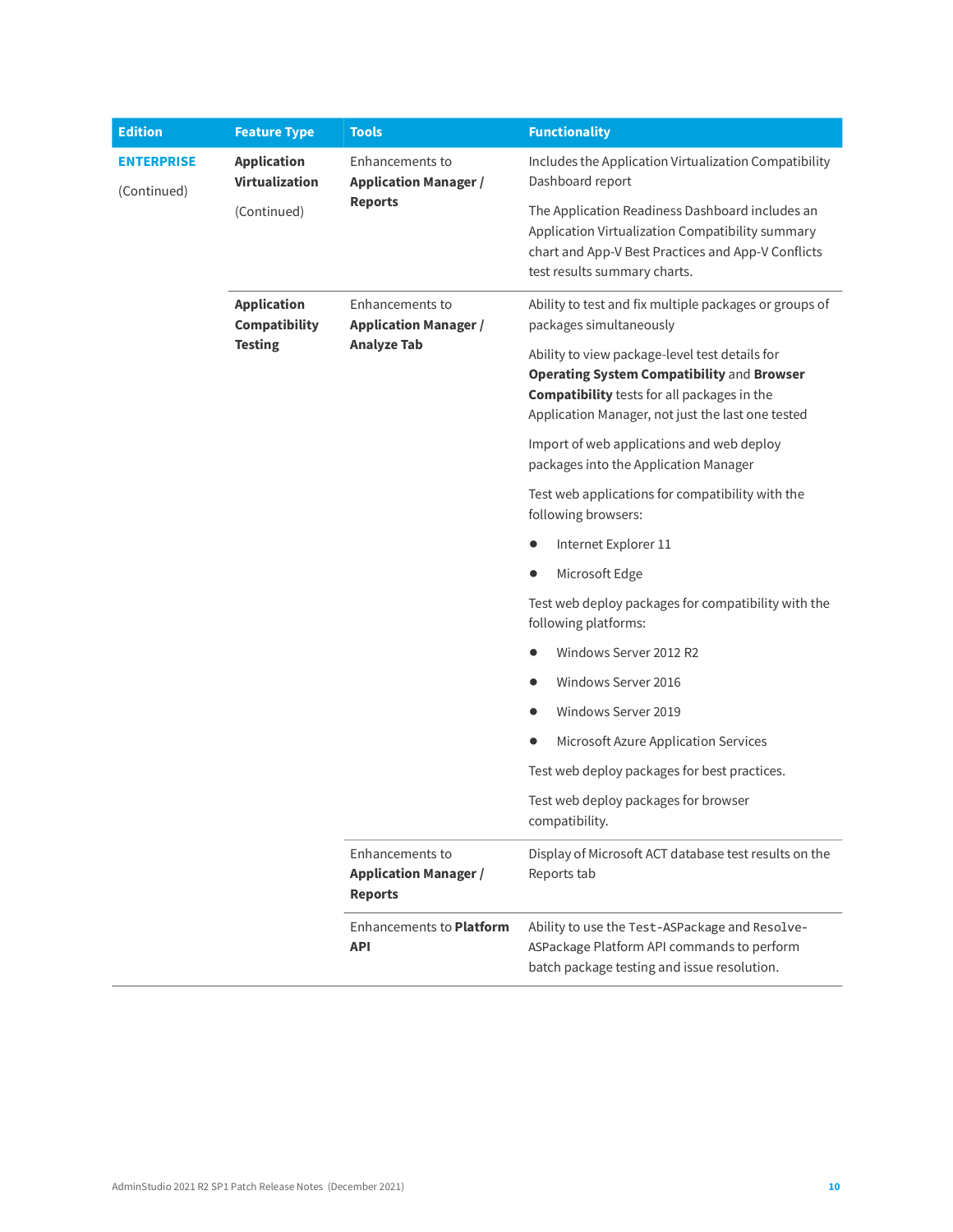| Edition | Feature Type | Tools | Functionality |
|---|---|---|---|
| **ENTERPRISE** (Continued) | **Application Virtualization** (Continued) | Enhancements to **Application Manager / Reports** | Includes the Application Virtualization Compatibility Dashboard report<br><br>The Application Readiness Dashboard includes an Application Virtualization Compatibility summary chart and App-V Best Practices and App-V Conflicts test results summary charts. |
| | **Application Compatibility Testing** | Enhancements to **Application Manager / Analyze Tab** | Ability to test and fix multiple packages or groups of packages simultaneously<br><br>Ability to view package-level test details for **Operating System Compatibility** and **Browser Compatibility** tests for all packages in the Application Manager, not just the last one tested<br><br>Import of web applications and web deploy packages into the Application Manager<br><br>Test web applications for compatibility with the following browsers:<br>● Internet Explorer 11<br>● Microsoft Edge<br><br>Test web deploy packages for compatibility with the following platforms:<br>● Windows Server 2012 R2<br>● Windows Server 2016<br>● Windows Server 2019<br>● Microsoft Azure Application Services<br><br>Test web deploy packages for best practices.<br><br>Test web deploy packages for browser compatibility. |
| | | Enhancements to **Application Manager / Reports** | Display of Microsoft ACT database test results on the Reports tab |
| | | Enhancements to **Platform API** | Ability to use the `Test-ASPackage` and `Resolve-ASPackage` Platform API commands to perform batch package testing and issue resolution. |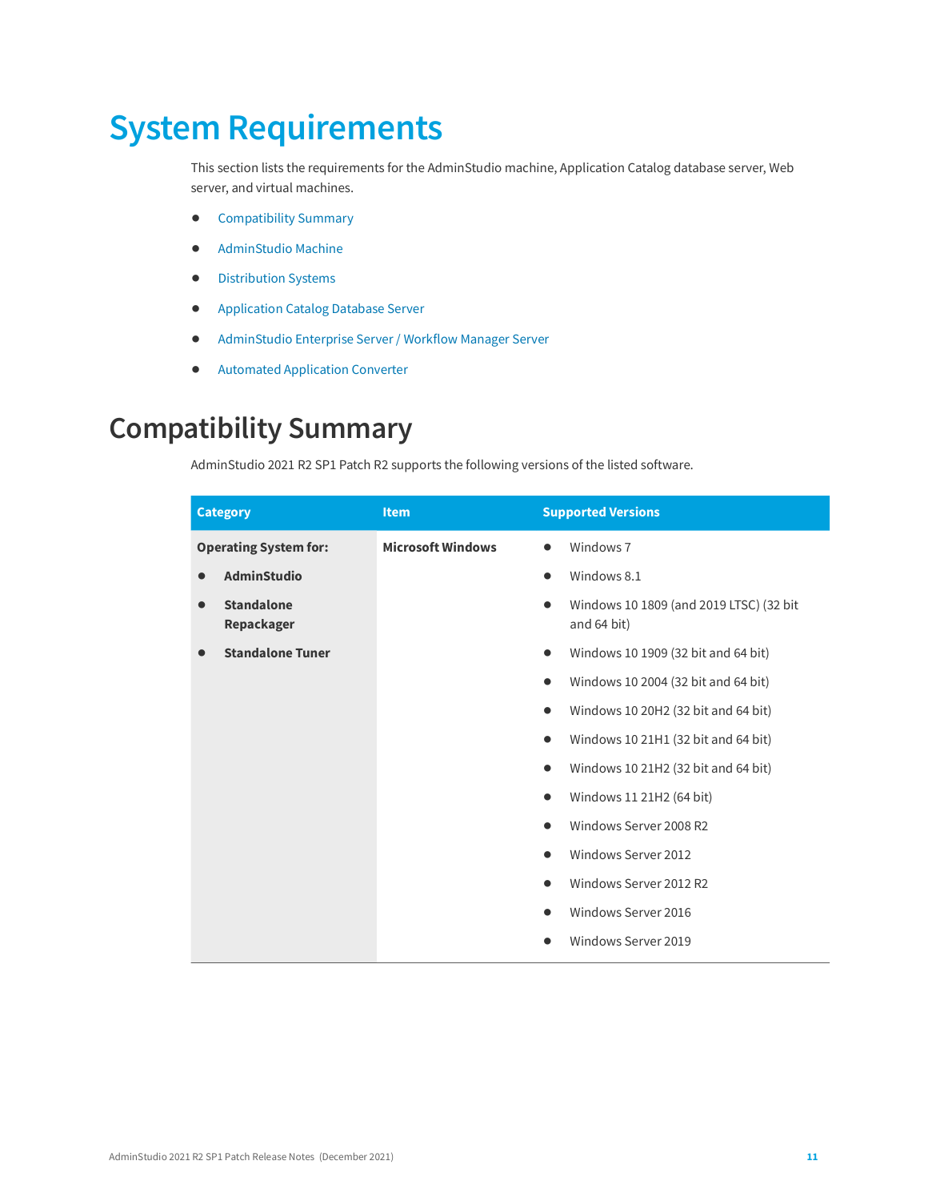# System Requirements

This section lists the requirements for the AdminStudio machine, Application Catalog database server, Web server, and virtual machines.

- Compatibility Summary
- AdminStudio Machine
- Distribution Systems
- Application Catalog Database Server
- AdminStudio Enterprise Server / Workflow Manager Server
- Automated Application Converter

## Compatibility Summary

AdminStudio 2021 R2 SP1 Patch R2 supports the following versions of the listed software.

| Category | Item | Supported Versions |
| --- | --- | --- |
| **Operating System for:**<br>• **AdminStudio**<br>• **Standalone Repackager**<br>• **Standalone Tuner** | **Microsoft Windows** | • Windows 7<br>• Windows 8.1<br>• Windows 10 1809 (and 2019 LTSC) (32 bit and 64 bit)<br>• Windows 10 1909 (32 bit and 64 bit)<br>• Windows 10 2004 (32 bit and 64 bit)<br>• Windows 10 20H2 (32 bit and 64 bit)<br>• Windows 10 21H1 (32 bit and 64 bit)<br>• Windows 10 21H2 (32 bit and 64 bit)<br>• Windows 11 21H2 (64 bit)<br>• Windows Server 2008 R2<br>• Windows Server 2012<br>• Windows Server 2012 R2<br>• Windows Server 2016<br>• Windows Server 2019 |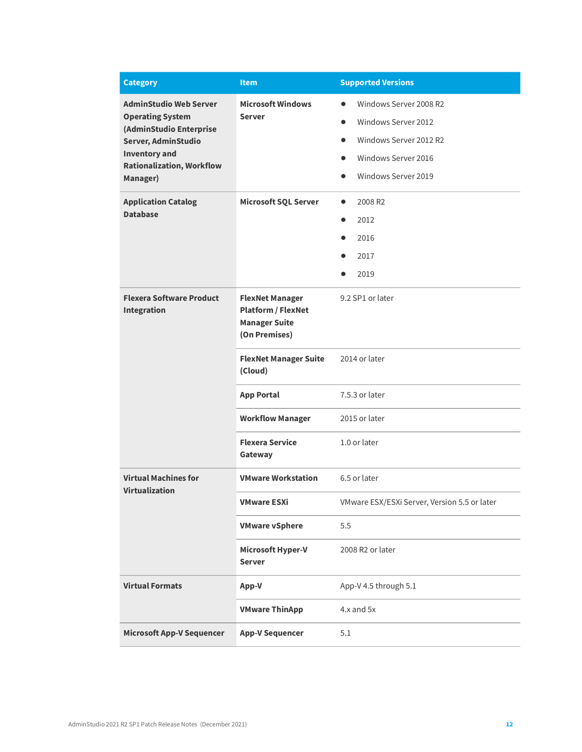| Category | Item | Supported Versions |
| --- | --- | --- |
| **AdminStudio Web Server Operating System (AdminStudio Enterprise Server, AdminStudio Inventory and Rationalization, Workflow Manager)** | **Microsoft Windows Server** | • Windows Server 2008 R2<br>• Windows Server 2012<br>• Windows Server 2012 R2<br>• Windows Server 2016<br>• Windows Server 2019 |
| **Application Catalog Database** | **Microsoft SQL Server** | • 2008 R2<br>• 2012<br>• 2016<br>• 2017<br>• 2019 |
| **Flexera Software Product Integration** | **FlexNet Manager Platform / FlexNet Manager Suite (On Premises)** | 9.2 SP1 or later |
| | **FlexNet Manager Suite (Cloud)** | 2014 or later |
| | **App Portal** | 7.5.3 or later |
| | **Workflow Manager** | 2015 or later |
| | **Flexera Service Gateway** | 1.0 or later |
| **Virtual Machines for Virtualization** | **VMware Workstation** | 6.5 or later |
| | **VMware ESXi** | VMware ESX/ESXi Server, Version 5.5 or later |
| | **VMware vSphere** | 5.5 |
| | **Microsoft Hyper-V Server** | 2008 R2 or later |
| **Virtual Formats** | **App-V** | App-V 4.5 through 5.1 |
| | **VMware ThinApp** | 4.x and 5x |
| **Microsoft App-V Sequencer** | **App-V Sequencer** | 5.1 |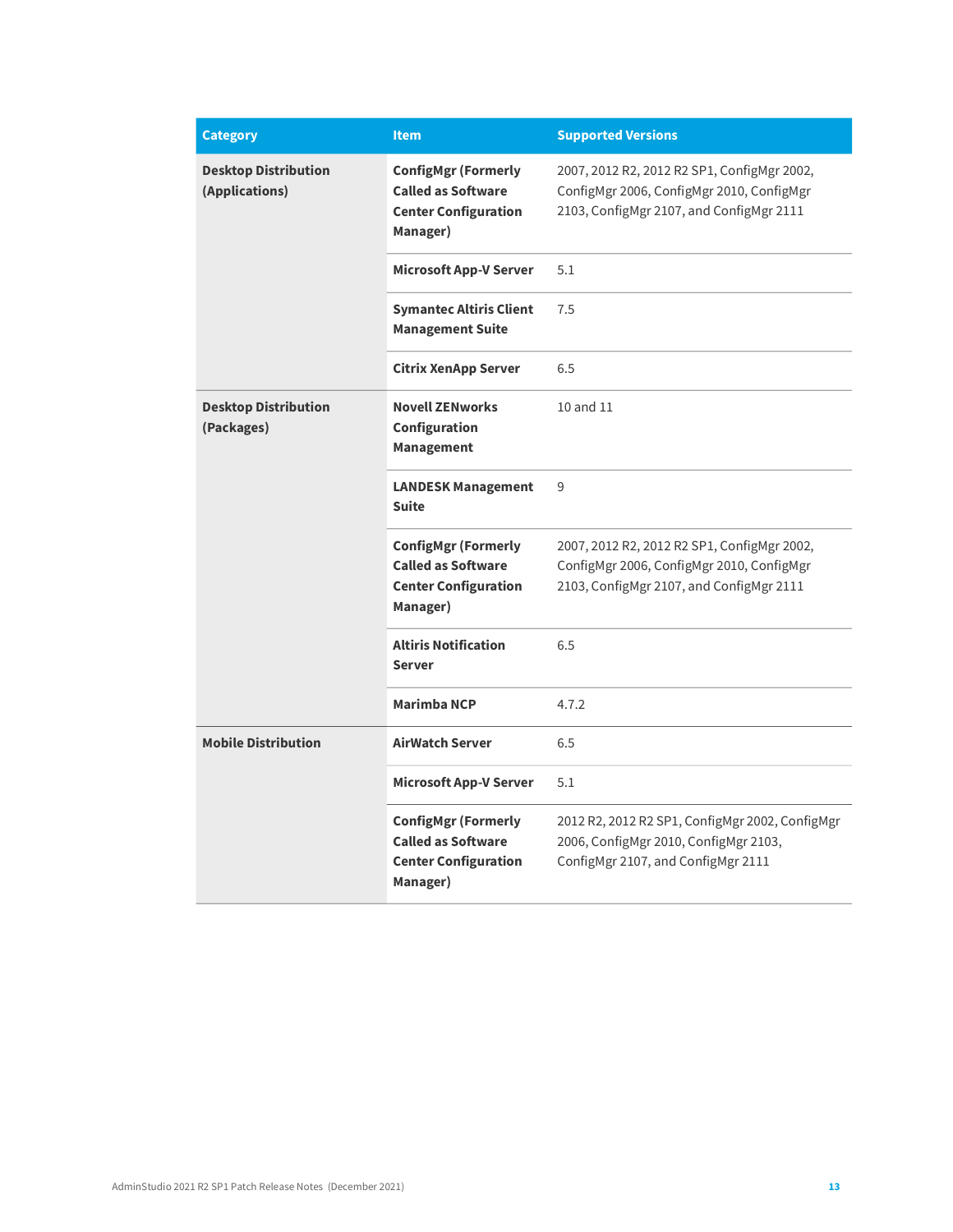| Category | Item | Supported Versions |
| --- | --- | --- |
| **Desktop Distribution (Applications)** | **ConfigMgr (Formerly Called as Software Center Configuration Manager)** | 2007, 2012 R2, 2012 R2 SP1, ConfigMgr 2002, ConfigMgr 2006, ConfigMgr 2010, ConfigMgr 2103, ConfigMgr 2107, and ConfigMgr 2111 |
| | **Microsoft App-V Server** | 5.1 |
| | **Symantec Altiris Client Management Suite** | 7.5 |
| | **Citrix XenApp Server** | 6.5 |
| **Desktop Distribution (Packages)** | **Novell ZENworks Configuration Management** | 10 and 11 |
| | **LANDESK Management Suite** | 9 |
| | **ConfigMgr (Formerly Called as Software Center Configuration Manager)** | 2007, 2012 R2, 2012 R2 SP1, ConfigMgr 2002, ConfigMgr 2006, ConfigMgr 2010, ConfigMgr 2103, ConfigMgr 2107, and ConfigMgr 2111 |
| | **Altiris Notification Server** | 6.5 |
| | **Marimba NCP** | 4.7.2 |
| **Mobile Distribution** | **AirWatch Server** | 6.5 |
| | **Microsoft App-V Server** | 5.1 |
| | **ConfigMgr (Formerly Called as Software Center Configuration Manager)** | 2012 R2, 2012 R2 SP1, ConfigMgr 2002, ConfigMgr 2006, ConfigMgr 2010, ConfigMgr 2103, ConfigMgr 2107, and ConfigMgr 2111 |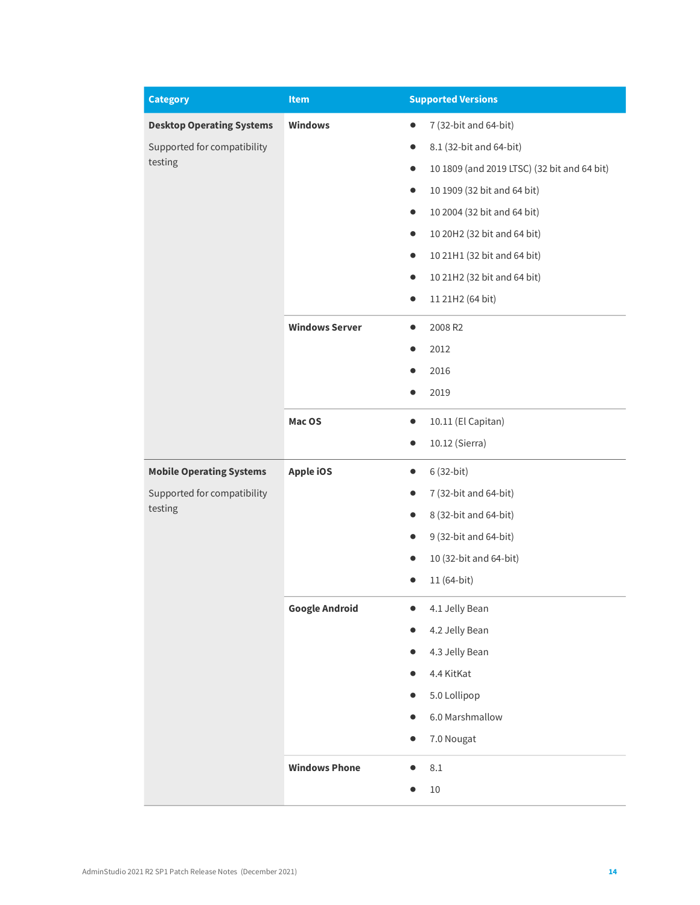| Category | Item | Supported Versions |
|---|---|---|
| **Desktop Operating Systems**<br><br>Supported for compatibility testing | **Windows** | • 7 (32-bit and 64-bit)<br>• 8.1 (32-bit and 64-bit)<br>• 10 1809 (and 2019 LTSC) (32 bit and 64 bit)<br>• 10 1909 (32 bit and 64 bit)<br>• 10 2004 (32 bit and 64 bit)<br>• 10 20H2 (32 bit and 64 bit)<br>• 10 21H1 (32 bit and 64 bit)<br>• 10 21H2 (32 bit and 64 bit)<br>• 11 21H2 (64 bit) |
| | **Windows Server** | • 2008 R2<br>• 2012<br>• 2016<br>• 2019 |
| | **Mac OS** | • 10.11 (El Capitan)<br>• 10.12 (Sierra) |
| **Mobile Operating Systems**<br><br>Supported for compatibility testing | **Apple iOS** | • 6 (32-bit)<br>• 7 (32-bit and 64-bit)<br>• 8 (32-bit and 64-bit)<br>• 9 (32-bit and 64-bit)<br>• 10 (32-bit and 64-bit)<br>• 11 (64-bit) |
| | **Google Android** | • 4.1 Jelly Bean<br>• 4.2 Jelly Bean<br>• 4.3 Jelly Bean<br>• 4.4 KitKat<br>• 5.0 Lollipop<br>• 6.0 Marshmallow<br>• 7.0 Nougat |
| | **Windows Phone** | • 8.1<br>• 10 |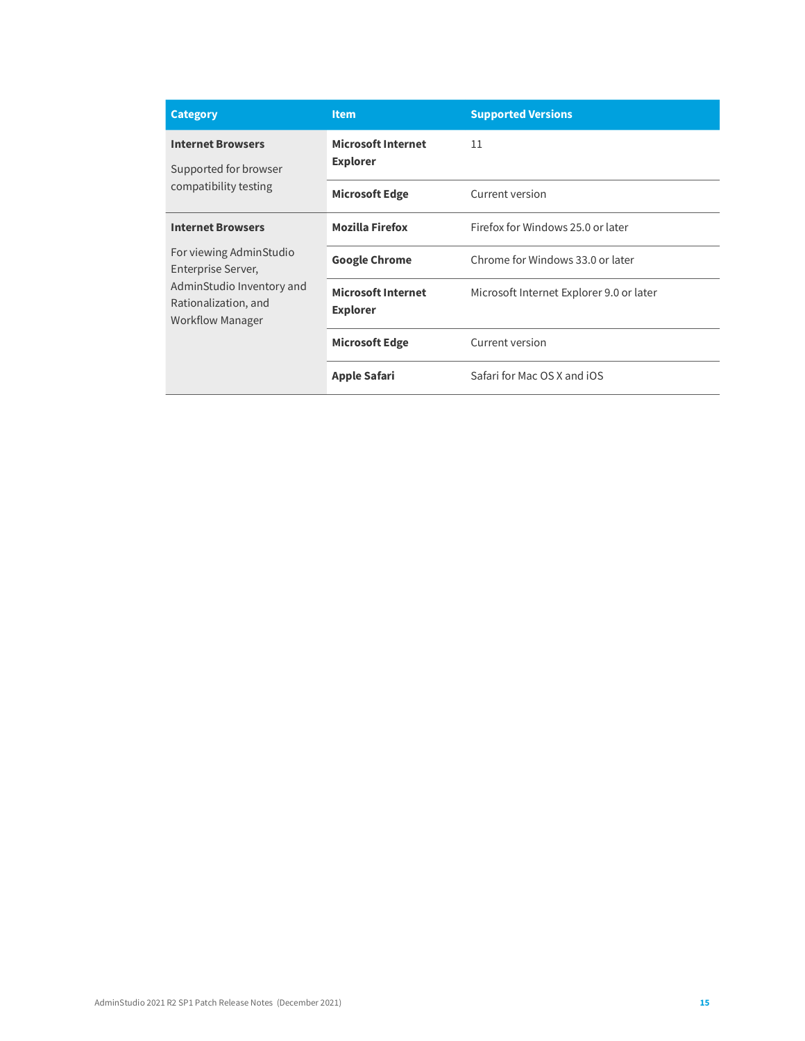| Category | Item | Supported Versions |
|---|---|---|
| **Internet Browsers**<br><br>Supported for browser compatibility testing | **Microsoft Internet Explorer** | 11 |
| | **Microsoft Edge** | Current version |
| **Internet Browsers**<br><br>For viewing AdminStudio Enterprise Server, AdminStudio Inventory and Rationalization, and Workflow Manager | **Mozilla Firefox** | Firefox for Windows 25.0 or later |
| | **Google Chrome** | Chrome for Windows 33.0 or later |
| | **Microsoft Internet Explorer** | Microsoft Internet Explorer 9.0 or later |
| | **Microsoft Edge** | Current version |
| | **Apple Safari** | Safari for Mac OS X and iOS |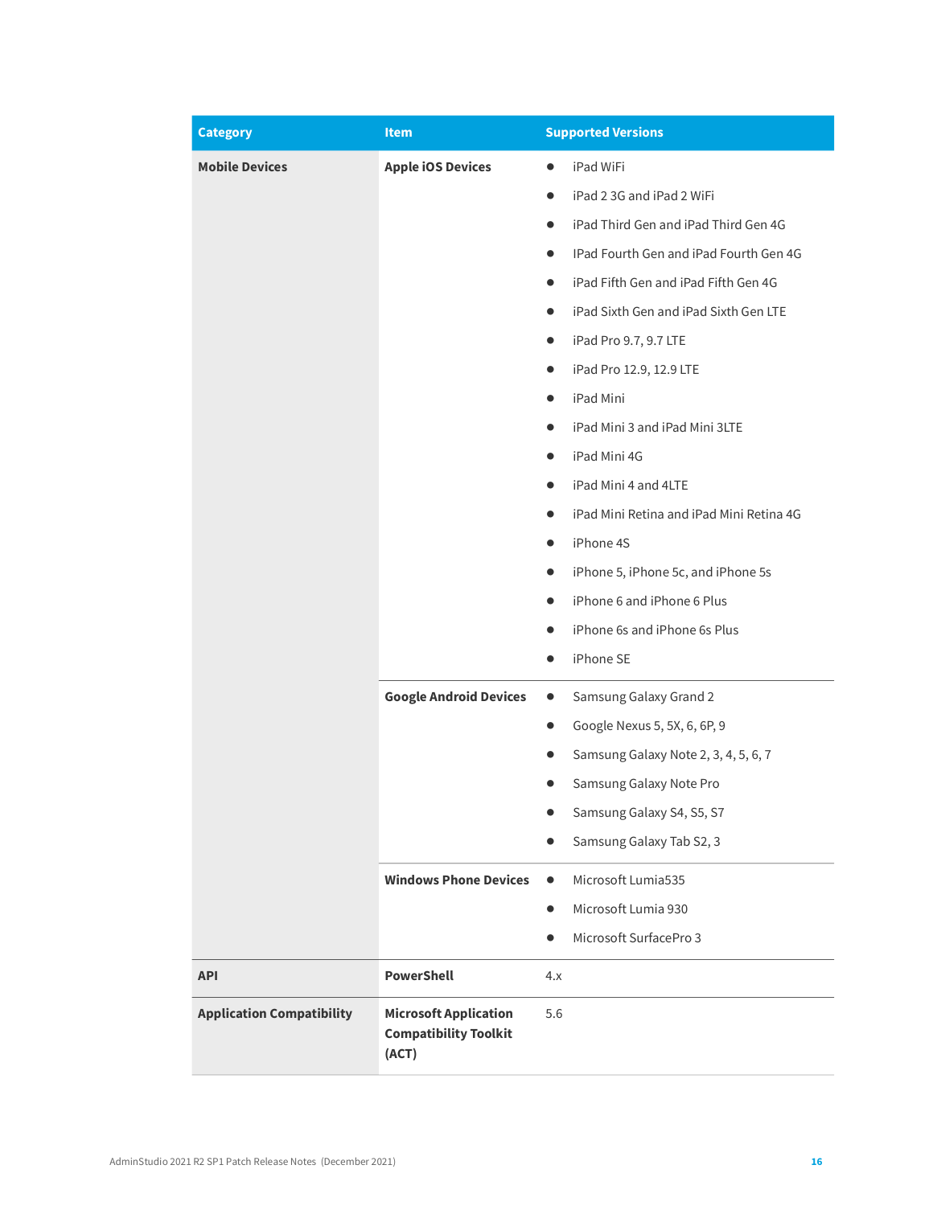| Category | Item | Supported Versions |
|---|---|---|
| **Mobile Devices** | **Apple iOS Devices** | • iPad WiFi<br>• iPad 2 3G and iPad 2 WiFi<br>• iPad Third Gen and iPad Third Gen 4G<br>• IPad Fourth Gen and iPad Fourth Gen 4G<br>• iPad Fifth Gen and iPad Fifth Gen 4G<br>• iPad Sixth Gen and iPad Sixth Gen LTE<br>• iPad Pro 9.7, 9.7 LTE<br>• iPad Pro 12.9, 12.9 LTE<br>• iPad Mini<br>• iPad Mini 3 and iPad Mini 3LTE<br>• iPad Mini 4G<br>• iPad Mini 4 and 4LTE<br>• iPad Mini Retina and iPad Mini Retina 4G<br>• iPhone 4S<br>• iPhone 5, iPhone 5c, and iPhone 5s<br>• iPhone 6 and iPhone 6 Plus<br>• iPhone 6s and iPhone 6s Plus<br>• iPhone SE |
| | **Google Android Devices** | • Samsung Galaxy Grand 2<br>• Google Nexus 5, 5X, 6, 6P, 9<br>• Samsung Galaxy Note 2, 3, 4, 5, 6, 7<br>• Samsung Galaxy Note Pro<br>• Samsung Galaxy S4, S5, S7<br>• Samsung Galaxy Tab S2, 3 |
| | **Windows Phone Devices** | • Microsoft Lumia535<br>• Microsoft Lumia 930<br>• Microsoft SurfacePro 3 |
| **API** | **PowerShell** | 4.x |
| **Application Compatibility** | **Microsoft Application Compatibility Toolkit (ACT)** | 5.6 |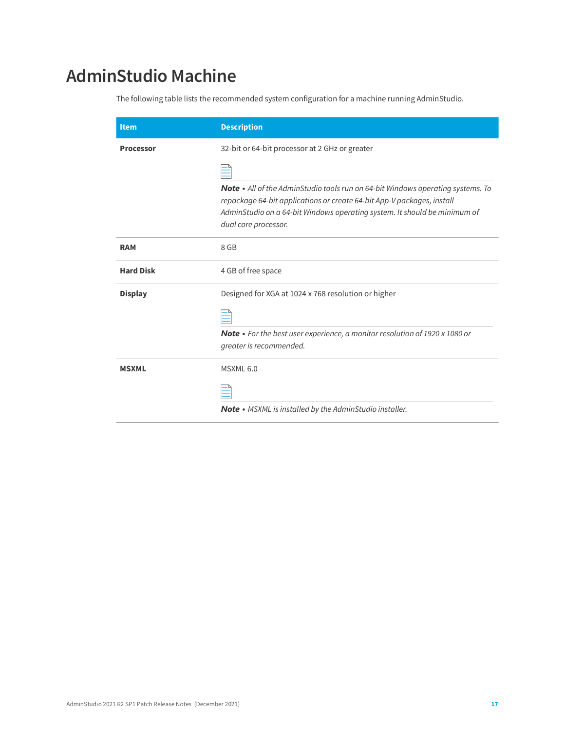# AdminStudio Machine

The following table lists the recommended system configuration for a machine running AdminStudio.

| Item | Description |
| --- | --- |
| **Processor** | 32-bit or 64-bit processor at 2 GHz or greater<br><br>***Note** • All of the AdminStudio tools run on 64-bit Windows operating systems. To repackage 64-bit applications or create 64-bit App-V packages, install AdminStudio on a 64-bit Windows operating system. It should be minimum of dual core processor.* |
| **RAM** | 8 GB |
| **Hard Disk** | 4 GB of free space |
| **Display** | Designed for XGA at 1024 x 768 resolution or higher<br><br>***Note** • For the best user experience, a monitor resolution of 1920 x 1080 or greater is recommended.* |
| **MSXML** | MSXML 6.0<br><br>***Note** • MSXML is installed by the AdminStudio installer.* |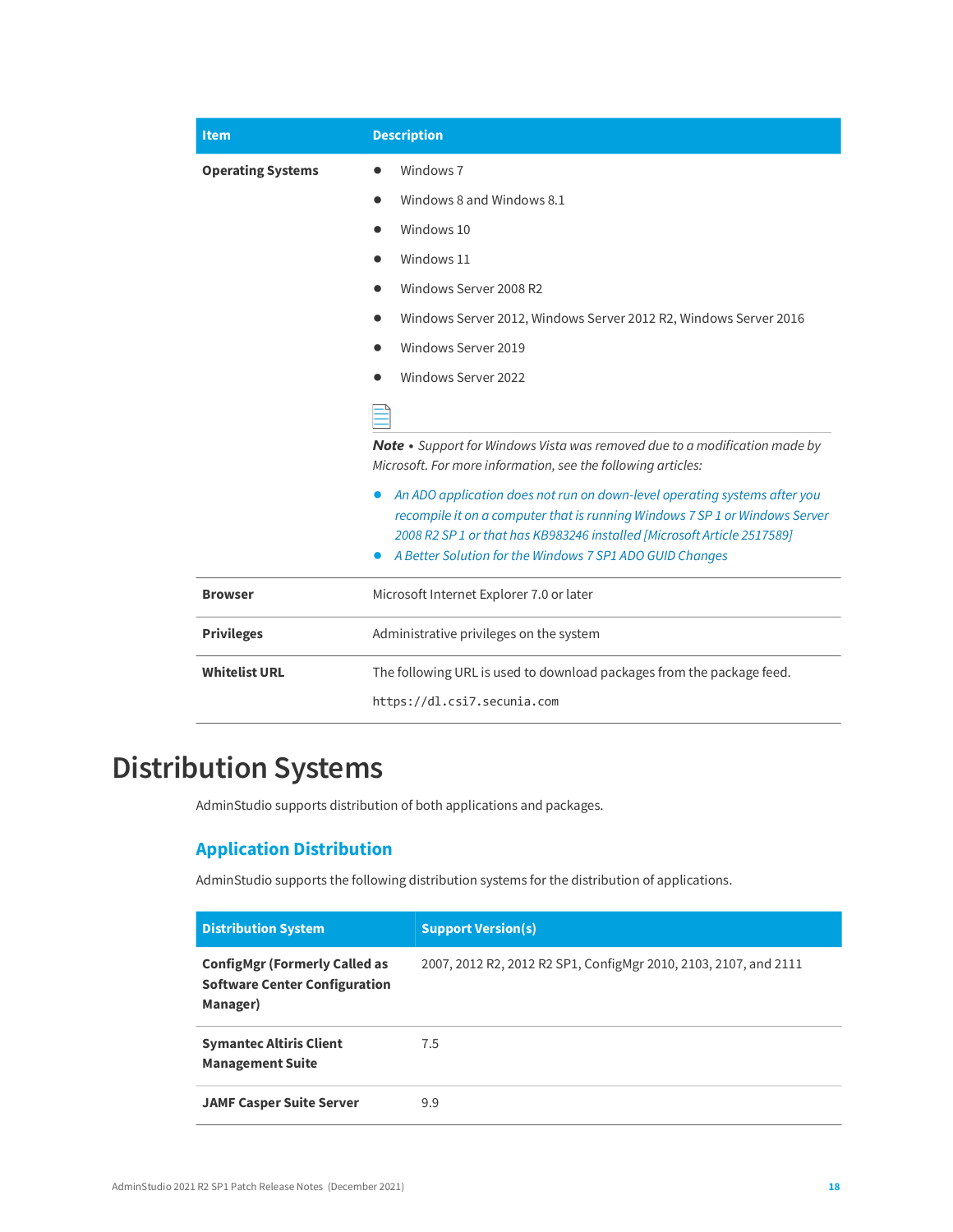| Item | Description |
| --- | --- |
| **Operating Systems** | • Windows 7<br>• Windows 8 and Windows 8.1<br>• Windows 10<br>• Windows 11<br>• Windows Server 2008 R2<br>• Windows Server 2012, Windows Server 2012 R2, Windows Server 2016<br>• Windows Server 2019<br>• Windows Server 2022<br><br>***Note** • Support for Windows Vista was removed due to a modification made by Microsoft. For more information, see the following articles:*<br>• *An ADO application does not run on down-level operating systems after you recompile it on a computer that is running Windows 7 SP 1 or Windows Server 2008 R2 SP 1 or that has KB983246 installed [Microsoft Article 2517589]*<br>• *A Better Solution for the Windows 7 SP1 ADO GUID Changes* |
| **Browser** | Microsoft Internet Explorer 7.0 or later |
| **Privileges** | Administrative privileges on the system |
| **Whitelist URL** | The following URL is used to download packages from the package feed.<br>`https://dl.csi7.secunia.com` |

# Distribution Systems

AdminStudio supports distribution of both applications and packages.

## Application Distribution

AdminStudio supports the following distribution systems for the distribution of applications.

| Distribution System | Support Version(s) |
| --- | --- |
| **ConfigMgr (Formerly Called as Software Center Configuration Manager)** | 2007, 2012 R2, 2012 R2 SP1, ConfigMgr 2010, 2103, 2107, and 2111 |
| **Symantec Altiris Client Management Suite** | 7.5 |
| **JAMF Casper Suite Server** | 9.9 |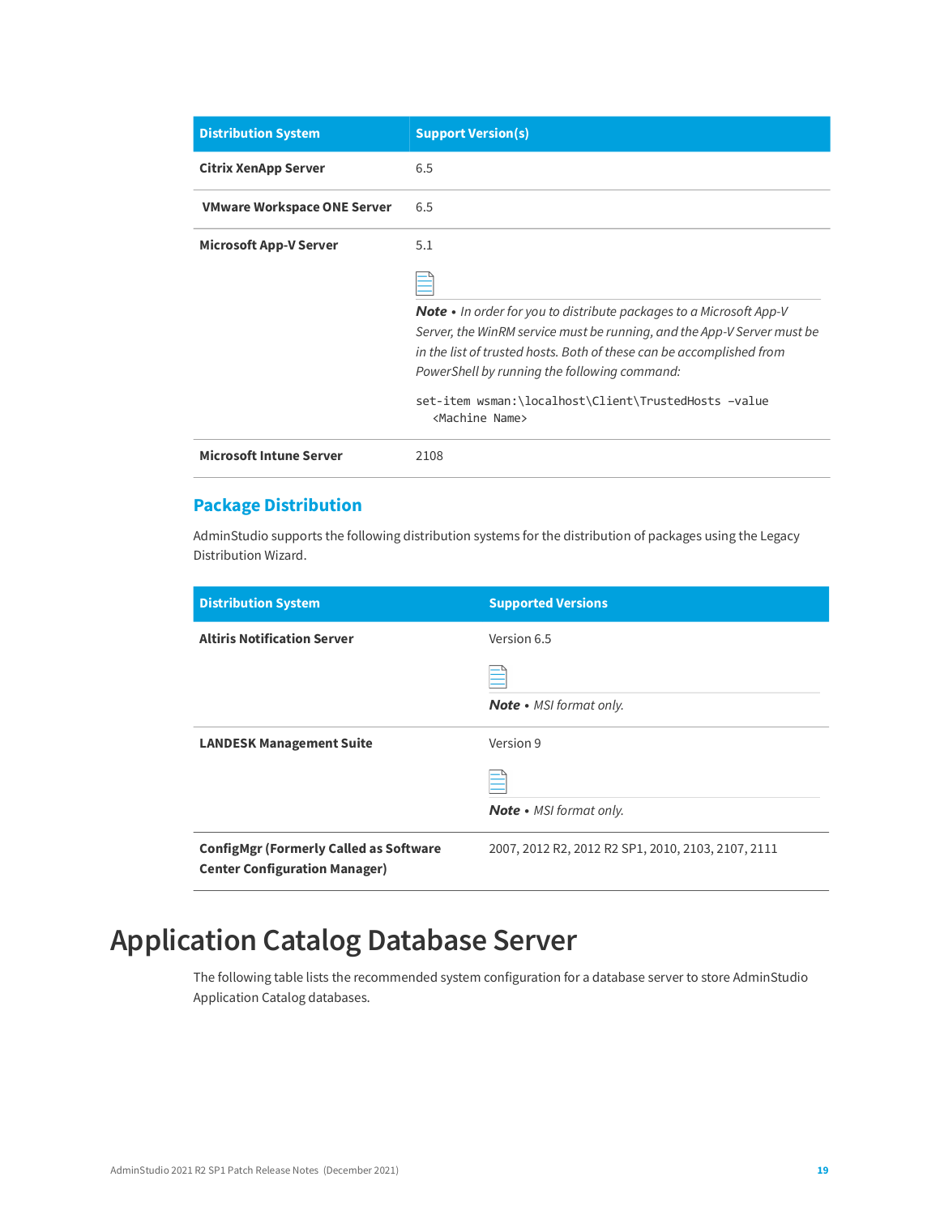| Distribution System | Support Version(s) |
| --- | --- |
| **Citrix XenApp Server** | 6.5 |
| **VMware Workspace ONE Server** | 6.5 |
| **Microsoft App-V Server** | 5.1<br><br>***Note** • In order for you to distribute packages to a Microsoft App-V Server, the WinRM service must be running, and the App-V Server must be in the list of trusted hosts. Both of these can be accomplished from PowerShell by running the following command:*<br><br>`set-item wsman:\localhost\Client\TrustedHosts -value <Machine Name>` |
| **Microsoft Intune Server** | 2108 |

## Package Distribution

AdminStudio supports the following distribution systems for the distribution of packages using the Legacy Distribution Wizard.

| Distribution System | Supported Versions |
| --- | --- |
| **Altiris Notification Server** | Version 6.5<br><br>***Note** • MSI format only.* |
| **LANDESK Management Suite** | Version 9<br><br>***Note** • MSI format only.* |
| **ConfigMgr (Formerly Called as Software Center Configuration Manager)** | 2007, 2012 R2, 2012 R2 SP1, 2010, 2103, 2107, 2111 |

# Application Catalog Database Server

The following table lists the recommended system configuration for a database server to store AdminStudio Application Catalog databases.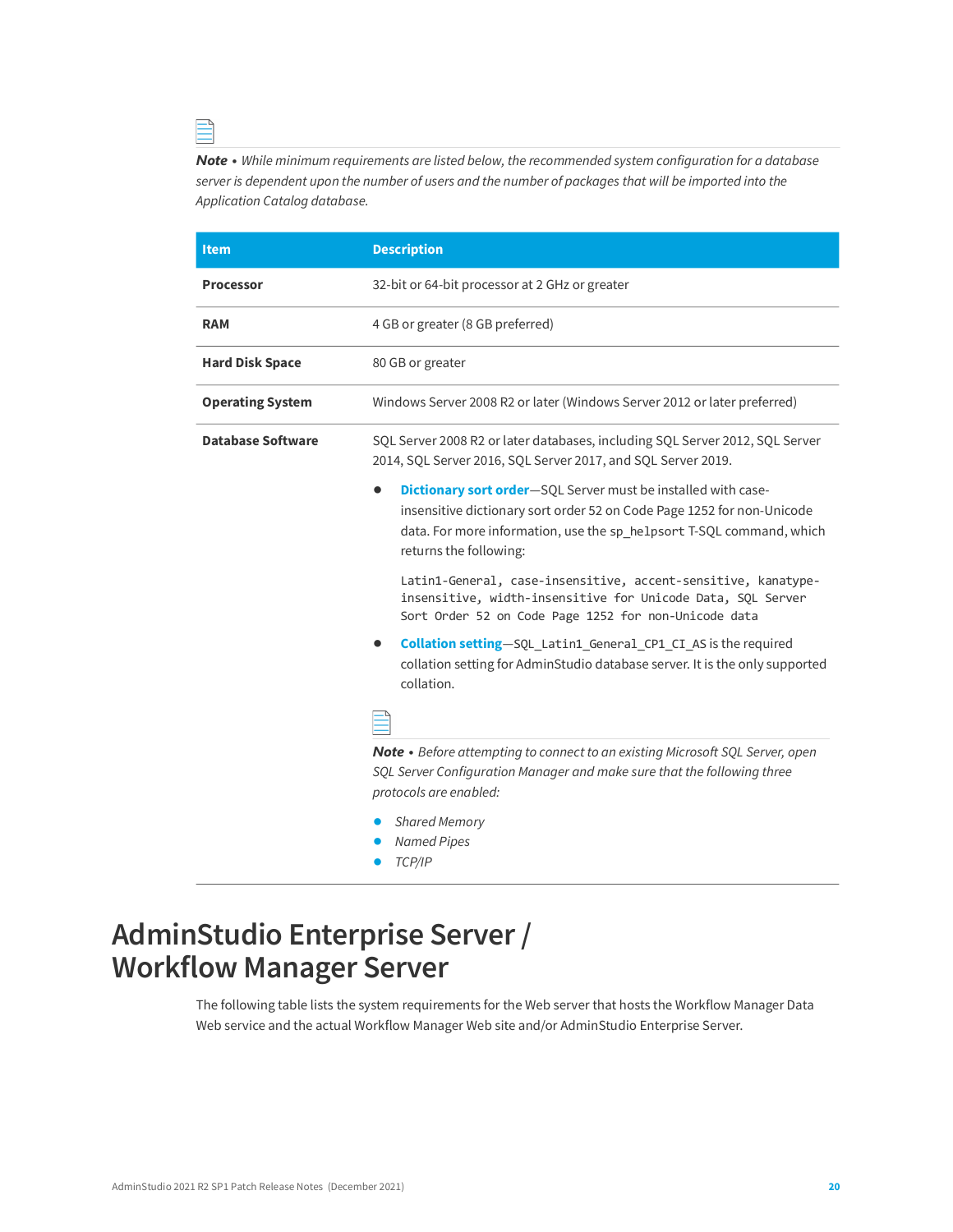> ***Note** • While minimum requirements are listed below, the recommended system configuration for a database server is dependent upon the number of users and the number of packages that will be imported into the Application Catalog database.*

| Item | Description |
|---|---|
| **Processor** | 32-bit or 64-bit processor at 2 GHz or greater |
| **RAM** | 4 GB or greater (8 GB preferred) |
| **Hard Disk Space** | 80 GB or greater |
| **Operating System** | Windows Server 2008 R2 or later (Windows Server 2012 or later preferred) |
| **Database Software** | SQL Server 2008 R2 or later databases, including SQL Server 2012, SQL Server 2014, SQL Server 2016, SQL Server 2017, and SQL Server 2019.<br><br>• **Dictionary sort order**—SQL Server must be installed with case-insensitive dictionary sort order 52 on Code Page 1252 for non-Unicode data. For more information, use the `sp_helpsort` T-SQL command, which returns the following:<br><br>`Latin1-General, case-insensitive, accent-sensitive, kanatype-insensitive, width-insensitive for Unicode Data, SQL Server Sort Order 52 on Code Page 1252 for non-Unicode data`<br><br>• **Collation setting**—`SQL_Latin1_General_CP1_CI_AS` is the required collation setting for AdminStudio database server. It is the only supported collation.<br><br>***Note** • Before attempting to connect to an existing Microsoft SQL Server, open SQL Server Configuration Manager and make sure that the following three protocols are enabled:*<br><br>• *Shared Memory*<br>• *Named Pipes*<br>• *TCP/IP* |

# AdminStudio Enterprise Server / Workflow Manager Server

The following table lists the system requirements for the Web server that hosts the Workflow Manager Data Web service and the actual Workflow Manager Web site and/or AdminStudio Enterprise Server.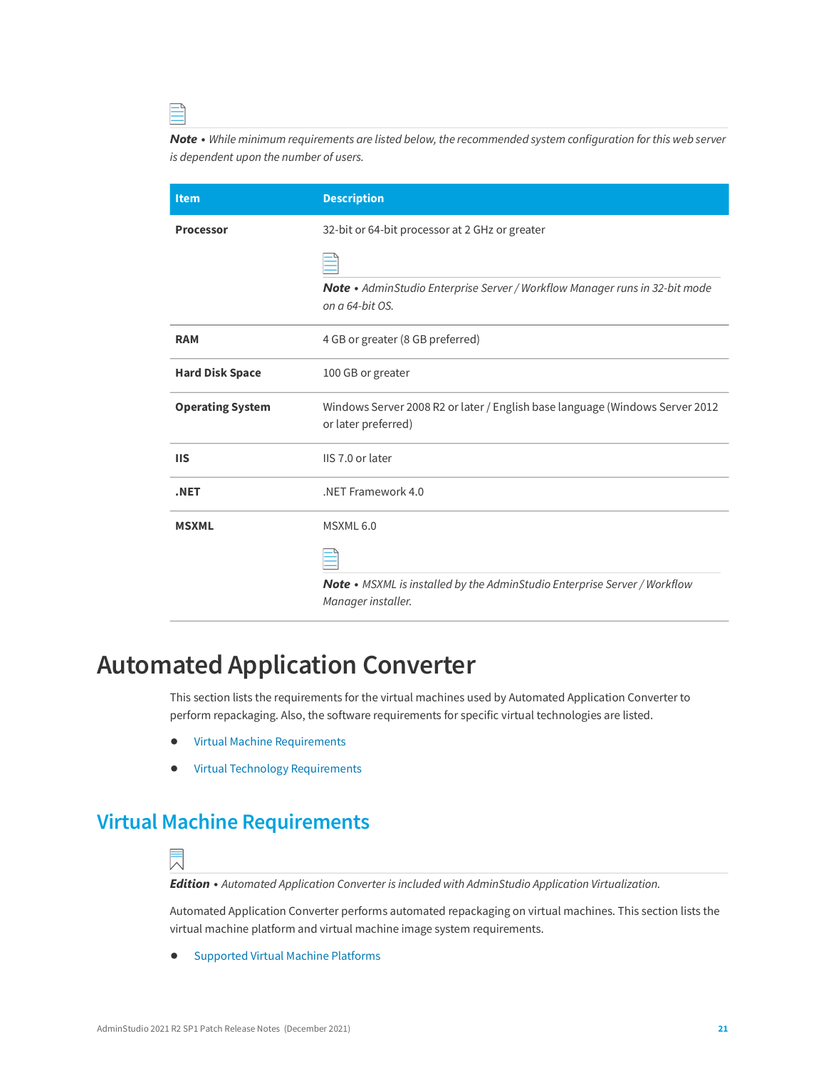*Note • While minimum requirements are listed below, the recommended system configuration for this web server is dependent upon the number of users.*

| Item | Description |
|---|---|
| **Processor** | 32-bit or 64-bit processor at 2 GHz or greater<br><br>***Note** • AdminStudio Enterprise Server / Workflow Manager runs in 32-bit mode on a 64-bit OS.* |
| **RAM** | 4 GB or greater (8 GB preferred) |
| **Hard Disk Space** | 100 GB or greater |
| **Operating System** | Windows Server 2008 R2 or later / English base language (Windows Server 2012 or later preferred) |
| **IIS** | IIS 7.0 or later |
| **.NET** | .NET Framework 4.0 |
| **MSXML** | MSXML 6.0<br><br>***Note** • MSXML is installed by the AdminStudio Enterprise Server / Workflow Manager installer.* |

# Automated Application Converter

This section lists the requirements for the virtual machines used by Automated Application Converter to perform repackaging. Also, the software requirements for specific virtual technologies are listed.

- Virtual Machine Requirements
- Virtual Technology Requirements

## Virtual Machine Requirements

***Edition** • Automated Application Converter is included with AdminStudio Application Virtualization.*

Automated Application Converter performs automated repackaging on virtual machines. This section lists the virtual machine platform and virtual machine image system requirements.

- Supported Virtual Machine Platforms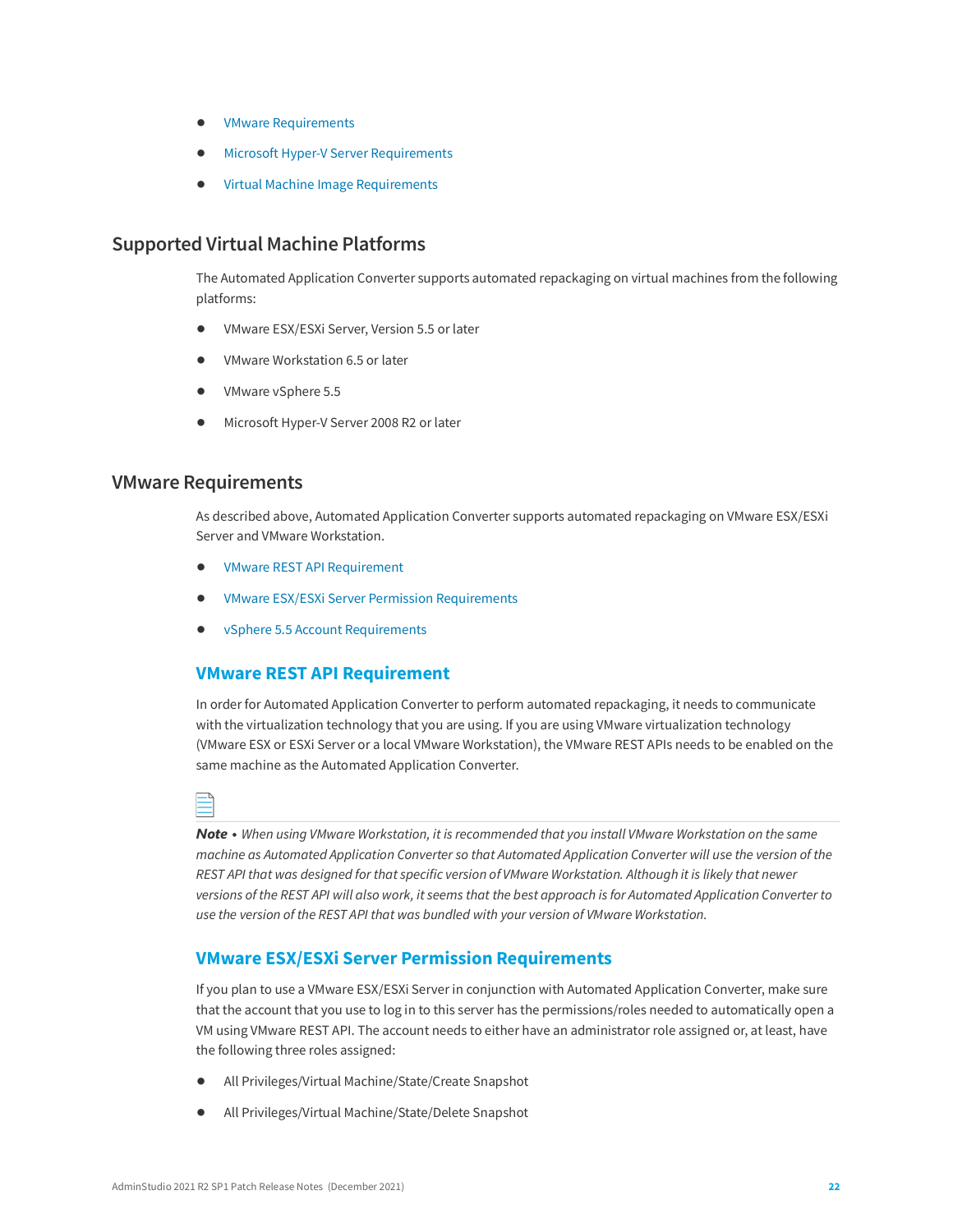- VMware Requirements
- Microsoft Hyper-V Server Requirements
- Virtual Machine Image Requirements

## Supported Virtual Machine Platforms

The Automated Application Converter supports automated repackaging on virtual machines from the following platforms:

- VMware ESX/ESXi Server, Version 5.5 or later
- VMware Workstation 6.5 or later
- VMware vSphere 5.5
- Microsoft Hyper-V Server 2008 R2 or later

## VMware Requirements

As described above, Automated Application Converter supports automated repackaging on VMware ESX/ESXi Server and VMware Workstation.

- VMware REST API Requirement
- VMware ESX/ESXi Server Permission Requirements
- vSphere 5.5 Account Requirements

### VMware REST API Requirement

In order for Automated Application Converter to perform automated repackaging, it needs to communicate with the virtualization technology that you are using. If you are using VMware virtualization technology (VMware ESX or ESXi Server or a local VMware Workstation), the VMware REST APIs needs to be enabled on the same machine as the Automated Application Converter.

***Note •*** *When using VMware Workstation, it is recommended that you install VMware Workstation on the same machine as Automated Application Converter so that Automated Application Converter will use the version of the REST API that was designed for that specific version of VMware Workstation. Although it is likely that newer versions of the REST API will also work, it seems that the best approach is for Automated Application Converter to use the version of the REST API that was bundled with your version of VMware Workstation.*

### VMware ESX/ESXi Server Permission Requirements

If you plan to use a VMware ESX/ESXi Server in conjunction with Automated Application Converter, make sure that the account that you use to log in to this server has the permissions/roles needed to automatically open a VM using VMware REST API. The account needs to either have an administrator role assigned or, at least, have the following three roles assigned:

- All Privileges/Virtual Machine/State/Create Snapshot
- All Privileges/Virtual Machine/State/Delete Snapshot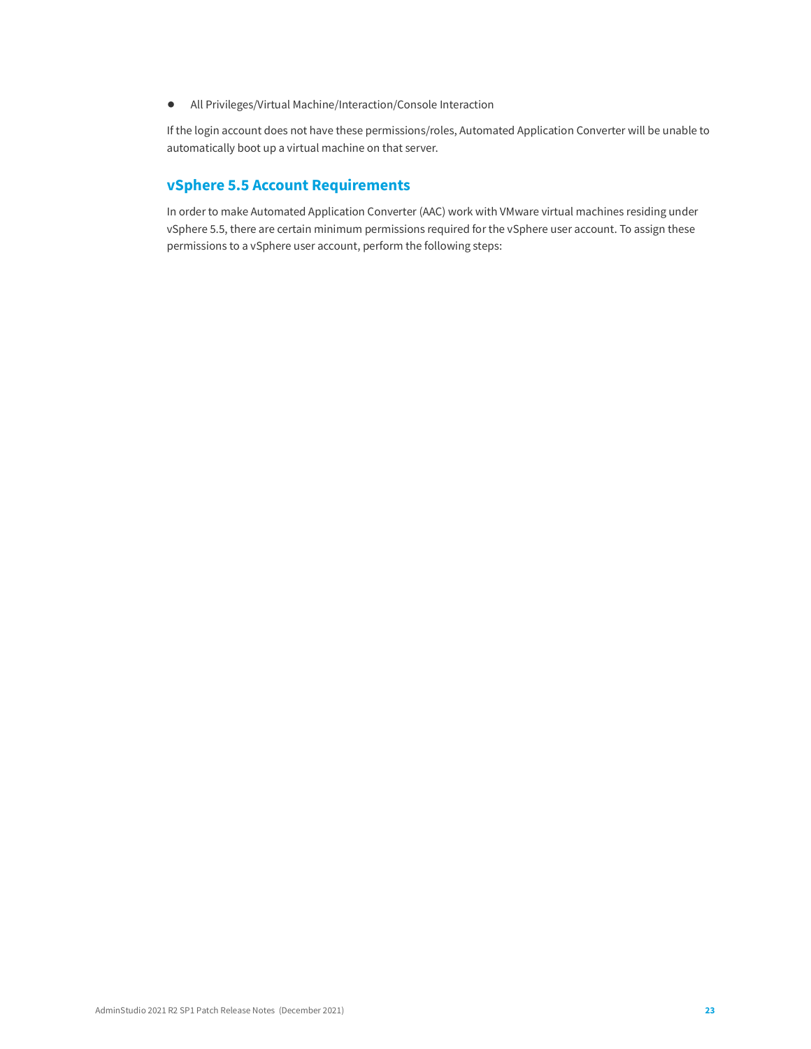- All Privileges/Virtual Machine/Interaction/Console Interaction

If the login account does not have these permissions/roles, Automated Application Converter will be unable to automatically boot up a virtual machine on that server.

## vSphere 5.5 Account Requirements

In order to make Automated Application Converter (AAC) work with VMware virtual machines residing under vSphere 5.5, there are certain minimum permissions required for the vSphere user account. To assign these permissions to a vSphere user account, perform the following steps: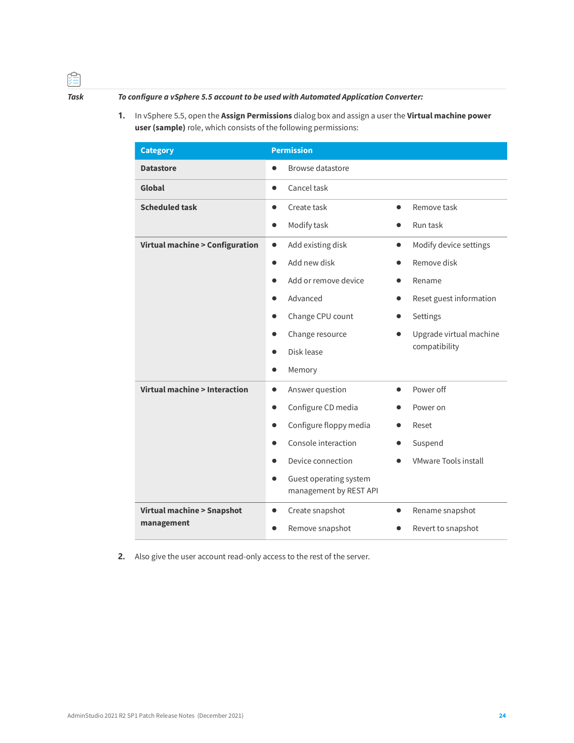*Task* ***To configure a vSphere 5.5 account to be used with Automated Application Converter:***

1. In vSphere 5.5, open the **Assign Permissions** dialog box and assign a user the **Virtual machine power user (sample)** role, which consists of the following permissions:

| Category | Permission |
|---|---|
| **Datastore** | • Browse datastore |
| **Global** | • Cancel task |
| **Scheduled task** | • Create task<br>• Modify task<br>• Remove task<br>• Run task |
| **Virtual machine > Configuration** | • Add existing disk<br>• Add new disk<br>• Add or remove device<br>• Advanced<br>• Change CPU count<br>• Change resource<br>• Disk lease<br>• Memory<br>• Modify device settings<br>• Remove disk<br>• Rename<br>• Reset guest information<br>• Settings<br>• Upgrade virtual machine compatibility |
| **Virtual machine > Interaction** | • Answer question<br>• Configure CD media<br>• Configure floppy media<br>• Console interaction<br>• Device connection<br>• Guest operating system management by REST API<br>• Power off<br>• Power on<br>• Reset<br>• Suspend<br>• VMware Tools install |
| **Virtual machine > Snapshot management** | • Create snapshot<br>• Remove snapshot<br>• Rename snapshot<br>• Revert to snapshot |

2. Also give the user account read-only access to the rest of the server.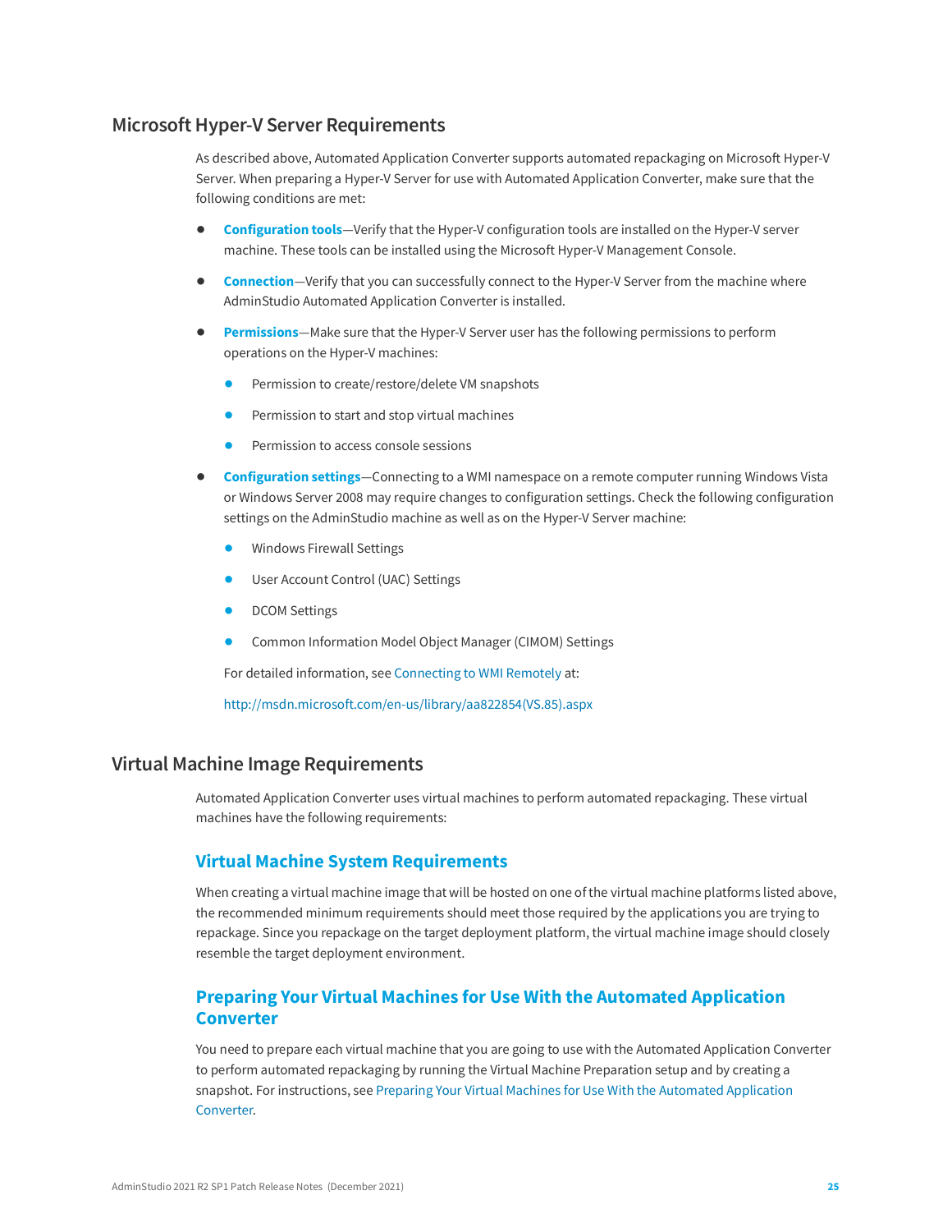## Microsoft Hyper-V Server Requirements

As described above, Automated Application Converter supports automated repackaging on Microsoft Hyper-V Server. When preparing a Hyper-V Server for use with Automated Application Converter, make sure that the following conditions are met:

- **Configuration tools**—Verify that the Hyper-V configuration tools are installed on the Hyper-V server machine. These tools can be installed using the Microsoft Hyper-V Management Console.
- **Connection**—Verify that you can successfully connect to the Hyper-V Server from the machine where AdminStudio Automated Application Converter is installed.
- **Permissions**—Make sure that the Hyper-V Server user has the following permissions to perform operations on the Hyper-V machines:
    - Permission to create/restore/delete VM snapshots
    - Permission to start and stop virtual machines
    - Permission to access console sessions
- **Configuration settings**—Connecting to a WMI namespace on a remote computer running Windows Vista or Windows Server 2008 may require changes to configuration settings. Check the following configuration settings on the AdminStudio machine as well as on the Hyper-V Server machine:
    - Windows Firewall Settings
    - User Account Control (UAC) Settings
    - DCOM Settings
    - Common Information Model Object Manager (CIMOM) Settings

  For detailed information, see Connecting to WMI Remotely at:

  http://msdn.microsoft.com/en-us/library/aa822854(VS.85).aspx

## Virtual Machine Image Requirements

Automated Application Converter uses virtual machines to perform automated repackaging. These virtual machines have the following requirements:

### Virtual Machine System Requirements

When creating a virtual machine image that will be hosted on one of the virtual machine platforms listed above, the recommended minimum requirements should meet those required by the applications you are trying to repackage. Since you repackage on the target deployment platform, the virtual machine image should closely resemble the target deployment environment.

### Preparing Your Virtual Machines for Use With the Automated Application Converter

You need to prepare each virtual machine that you are going to use with the Automated Application Converter to perform automated repackaging by running the Virtual Machine Preparation setup and by creating a snapshot. For instructions, see Preparing Your Virtual Machines for Use With the Automated Application Converter.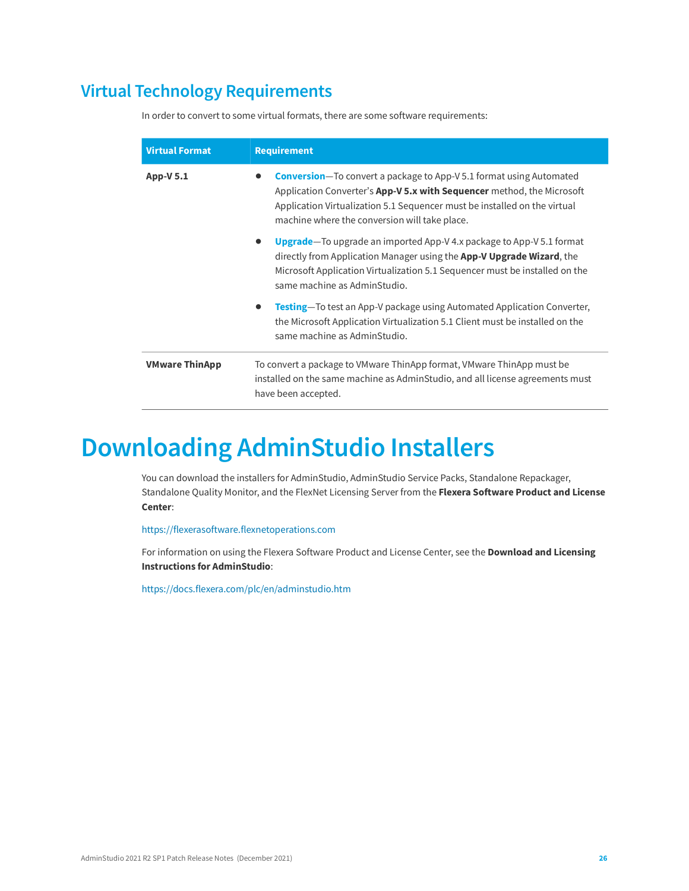## Virtual Technology Requirements

In order to convert to some virtual formats, there are some software requirements:

| Virtual Format | Requirement |
|---|---|
| **App-V 5.1** | • **Conversion**—To convert a package to App-V 5.1 format using Automated Application Converter's **App-V 5.x with Sequencer** method, the Microsoft Application Virtualization 5.1 Sequencer must be installed on the virtual machine where the conversion will take place.<br>• **Upgrade**—To upgrade an imported App-V 4.x package to App-V 5.1 format directly from Application Manager using the **App-V Upgrade Wizard**, the Microsoft Application Virtualization 5.1 Sequencer must be installed on the same machine as AdminStudio.<br>• **Testing**—To test an App-V package using Automated Application Converter, the Microsoft Application Virtualization 5.1 Client must be installed on the same machine as AdminStudio. |
| **VMware ThinApp** | To convert a package to VMware ThinApp format, VMware ThinApp must be installed on the same machine as AdminStudio, and all license agreements must have been accepted. |

# Downloading AdminStudio Installers

You can download the installers for AdminStudio, AdminStudio Service Packs, Standalone Repackager, Standalone Quality Monitor, and the FlexNet Licensing Server from the **Flexera Software Product and License Center**:

https://flexerasoftware.flexnetoperations.com

For information on using the Flexera Software Product and License Center, see the **Download and Licensing Instructions for AdminStudio**:

https://docs.flexera.com/plc/en/adminstudio.htm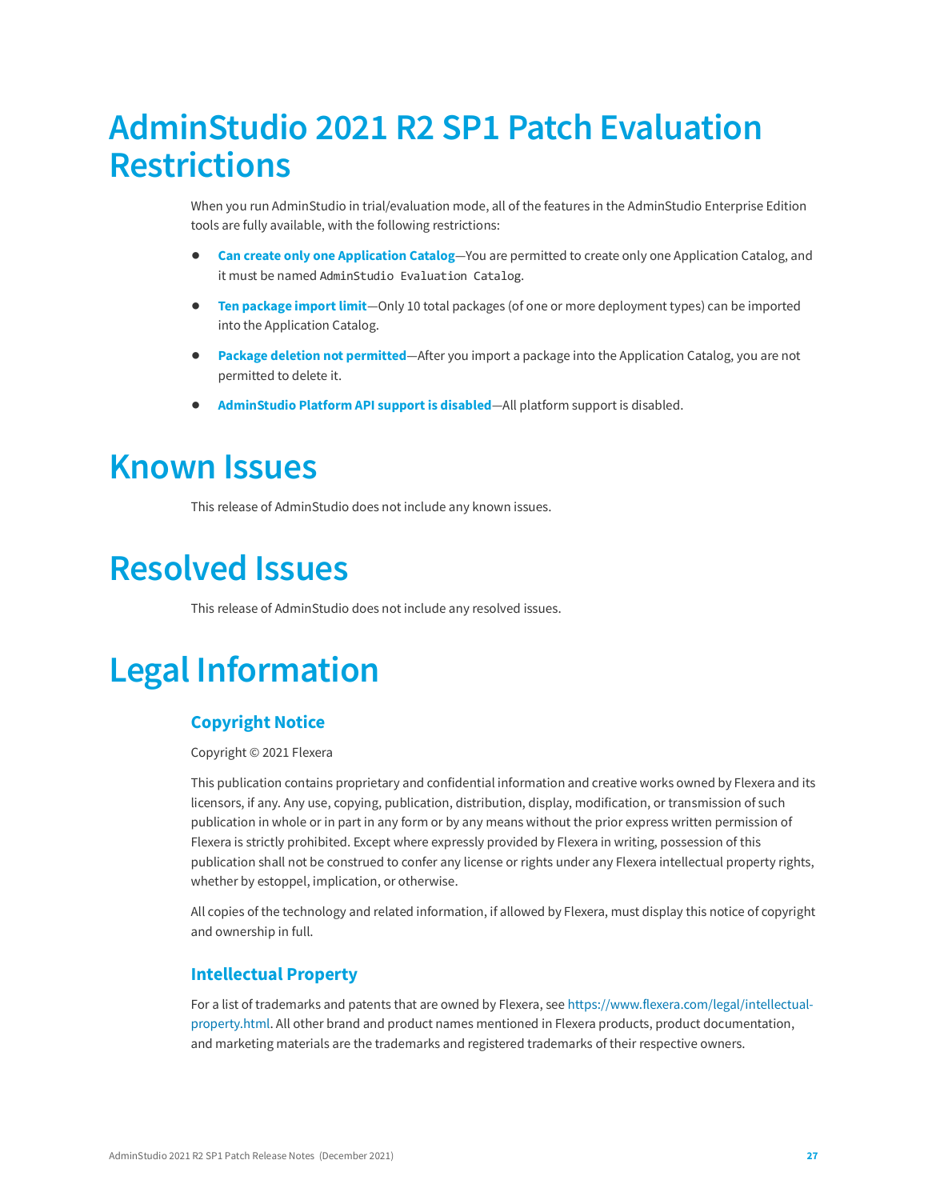# AdminStudio 2021 R2 SP1 Patch Evaluation Restrictions

When you run AdminStudio in trial/evaluation mode, all of the features in the AdminStudio Enterprise Edition tools are fully available, with the following restrictions:

- **Can create only one Application Catalog**—You are permitted to create only one Application Catalog, and it must be named `AdminStudio Evaluation Catalog`.
- **Ten package import limit**—Only 10 total packages (of one or more deployment types) can be imported into the Application Catalog.
- **Package deletion not permitted**—After you import a package into the Application Catalog, you are not permitted to delete it.
- **AdminStudio Platform API support is disabled**—All platform support is disabled.

# Known Issues

This release of AdminStudio does not include any known issues.

# Resolved Issues

This release of AdminStudio does not include any resolved issues.

# Legal Information

## Copyright Notice

Copyright © 2021 Flexera

This publication contains proprietary and confidential information and creative works owned by Flexera and its licensors, if any. Any use, copying, publication, distribution, display, modification, or transmission of such publication in whole or in part in any form or by any means without the prior express written permission of Flexera is strictly prohibited. Except where expressly provided by Flexera in writing, possession of this publication shall not be construed to confer any license or rights under any Flexera intellectual property rights, whether by estoppel, implication, or otherwise.

All copies of the technology and related information, if allowed by Flexera, must display this notice of copyright and ownership in full.

## Intellectual Property

For a list of trademarks and patents that are owned by Flexera, see https://www.flexera.com/legal/intellectual-property.html. All other brand and product names mentioned in Flexera products, product documentation, and marketing materials are the trademarks and registered trademarks of their respective owners.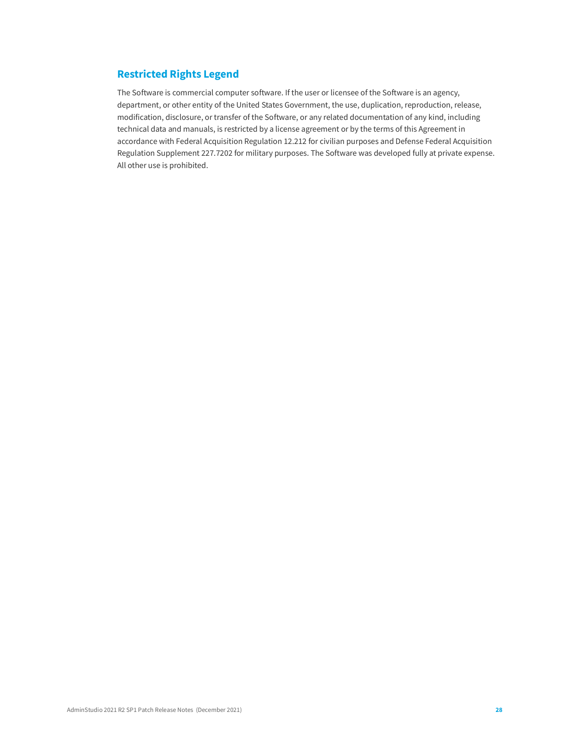## Restricted Rights Legend

The Software is commercial computer software. If the user or licensee of the Software is an agency, department, or other entity of the United States Government, the use, duplication, reproduction, release, modification, disclosure, or transfer of the Software, or any related documentation of any kind, including technical data and manuals, is restricted by a license agreement or by the terms of this Agreement in accordance with Federal Acquisition Regulation 12.212 for civilian purposes and Defense Federal Acquisition Regulation Supplement 227.7202 for military purposes. The Software was developed fully at private expense. All other use is prohibited.